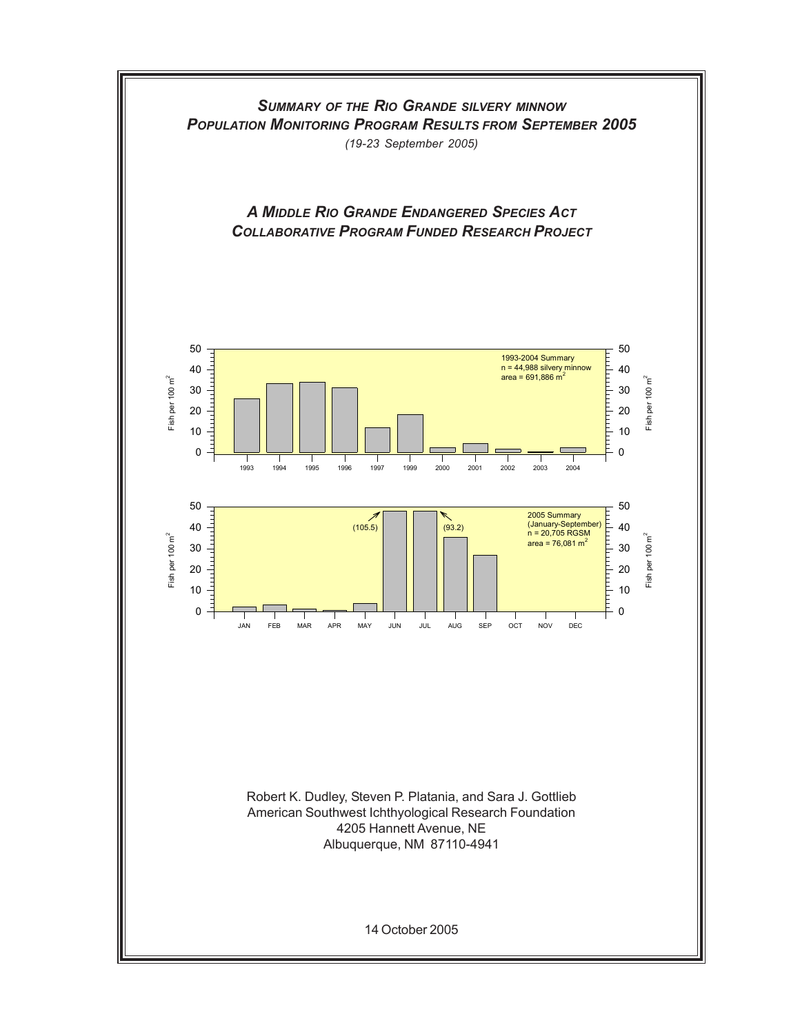# *Summary of the Rio Grande silvery minnow Population Monitoring Program Results from September 2005*

*(19-23 September 2005)*

## *A Middle Rio Grande Endangered Species Act Collaborative Program Funded Research Project*

Fish per 100 m$^2$

1993-2004 Summary
n = 44,988 silvery minnow
area = 691,886 m$^2$

1993 1994 1995 1996 1997 1999 2000 2001 2002 2003 2004

Fish per 100 m$^2$

2005 Summary
(January-September)
n = 20,705 RGSM
area = 76,081 m$^2$

(105.5) (93.2)

JAN FEB MAR APR MAY JUN JUL AUG SEP OCT NOV DEC

Robert K. Dudley, Steven P. Platania, and Sara J. Gottlieb
American Southwest Ichthyological Research Foundation
4205 Hannett Avenue, NE
Albuquerque, NM 87110-4941

14 October 2005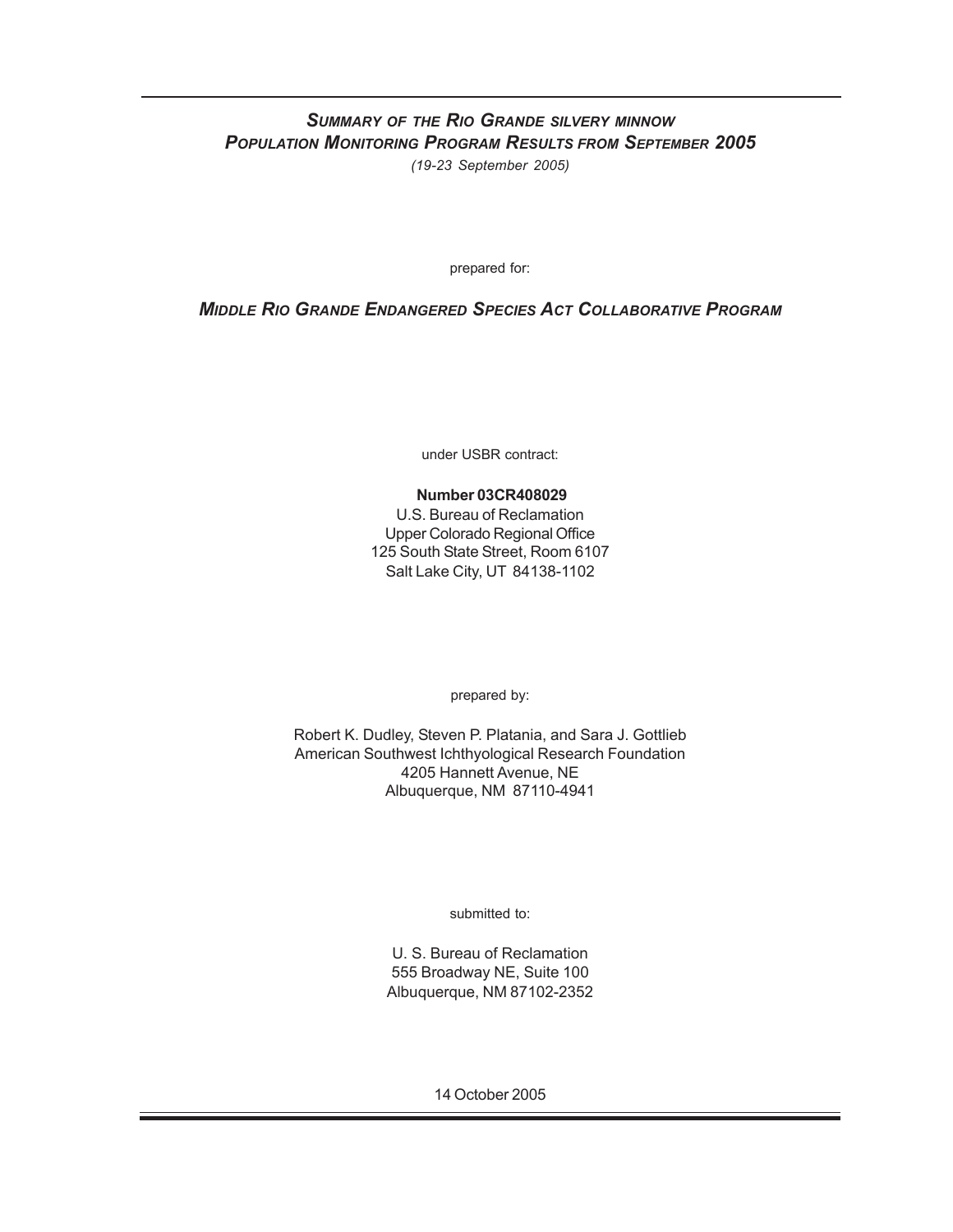# *SUMMARY OF THE RIO GRANDE SILVERY MINNOW POPULATION MONITORING PROGRAM RESULTS FROM SEPTEMBER 2005*

*(19-23 September 2005)*

prepared for:

## *MIDDLE RIO GRANDE ENDANGERED SPECIES ACT COLLABORATIVE PROGRAM*

under USBR contract:

**Number 03CR408029**
U.S. Bureau of Reclamation
Upper Colorado Regional Office
125 South State Street, Room 6107
Salt Lake City, UT 84138-1102

prepared by:

Robert K. Dudley, Steven P. Platania, and Sara J. Gottlieb
American Southwest Ichthyological Research Foundation
4205 Hannett Avenue, NE
Albuquerque, NM 87110-4941

submitted to:

U. S. Bureau of Reclamation
555 Broadway NE, Suite 100
Albuquerque, NM 87102-2352

14 October 2005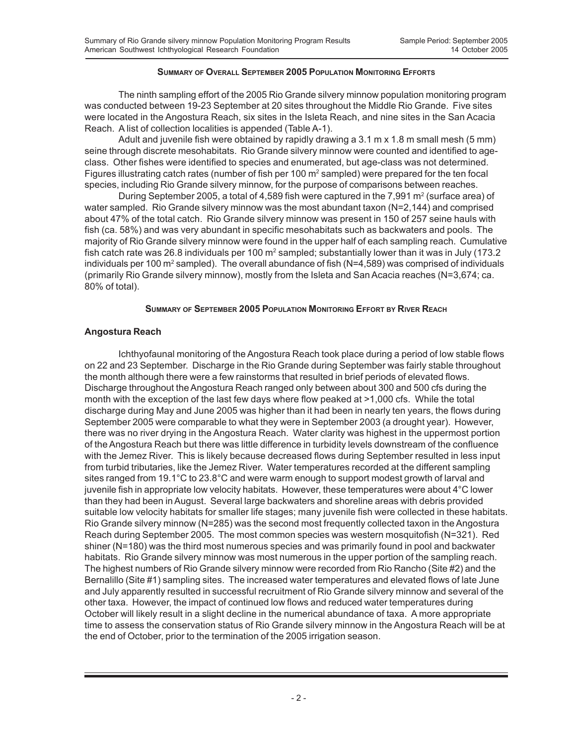## Summary of Overall September 2005 Population Monitoring Efforts

The ninth sampling effort of the 2005 Rio Grande silvery minnow population monitoring program was conducted between 19-23 September at 20 sites throughout the Middle Rio Grande. Five sites were located in the Angostura Reach, six sites in the Isleta Reach, and nine sites in the San Acacia Reach. A list of collection localities is appended (Table A-1).

Adult and juvenile fish were obtained by rapidly drawing a 3.1 m x 1.8 m small mesh (5 mm) seine through discrete mesohabitats. Rio Grande silvery minnow were counted and identified to age-class. Other fishes were identified to species and enumerated, but age-class was not determined. Figures illustrating catch rates (number of fish per 100 $m^2$ sampled) were prepared for the ten focal species, including Rio Grande silvery minnow, for the purpose of comparisons between reaches.

During September 2005, a total of 4,589 fish were captured in the 7,991 $m^2$ (surface area) of water sampled. Rio Grande silvery minnow was the most abundant taxon (N=2,144) and comprised about 47% of the total catch. Rio Grande silvery minnow was present in 150 of 257 seine hauls with fish (ca. 58%) and was very abundant in specific mesohabitats such as backwaters and pools. The majority of Rio Grande silvery minnow were found in the upper half of each sampling reach. Cumulative fish catch rate was 26.8 individuals per 100 $m^2$ sampled; substantially lower than it was in July (173.2 individuals per 100 $m^2$ sampled). The overall abundance of fish (N=4,589) was comprised of individuals (primarily Rio Grande silvery minnow), mostly from the Isleta and San Acacia reaches (N=3,674; ca. 80% of total).

## Summary of September 2005 Population Monitoring Effort by River Reach

### Angostura Reach

Ichthyofaunal monitoring of the Angostura Reach took place during a period of low stable flows on 22 and 23 September. Discharge in the Rio Grande during September was fairly stable throughout the month although there were a few rainstorms that resulted in brief periods of elevated flows. Discharge throughout the Angostura Reach ranged only between about 300 and 500 cfs during the month with the exception of the last few days where flow peaked at >1,000 cfs. While the total discharge during May and June 2005 was higher than it had been in nearly ten years, the flows during September 2005 were comparable to what they were in September 2003 (a drought year). However, there was no river drying in the Angostura Reach. Water clarity was highest in the uppermost portion of the Angostura Reach but there was little difference in turbidity levels downstream of the confluence with the Jemez River. This is likely because decreased flows during September resulted in less input from turbid tributaries, like the Jemez River. Water temperatures recorded at the different sampling sites ranged from 19.1°C to 23.8°C and were warm enough to support modest growth of larval and juvenile fish in appropriate low velocity habitats. However, these temperatures were about 4°C lower than they had been in August. Several large backwaters and shoreline areas with debris provided suitable low velocity habitats for smaller life stages; many juvenile fish were collected in these habitats. Rio Grande silvery minnow (N=285) was the second most frequently collected taxon in the Angostura Reach during September 2005. The most common species was western mosquitofish (N=321). Red shiner (N=180) was the third most numerous species and was primarily found in pool and backwater habitats. Rio Grande silvery minnow was most numerous in the upper portion of the sampling reach. The highest numbers of Rio Grande silvery minnow were recorded from Rio Rancho (Site #2) and the Bernalillo (Site #1) sampling sites. The increased water temperatures and elevated flows of late June and July apparently resulted in successful recruitment of Rio Grande silvery minnow and several of the other taxa. However, the impact of continued low flows and reduced water temperatures during October will likely result in a slight decline in the numerical abundance of taxa. A more appropriate time to assess the conservation status of Rio Grande silvery minnow in the Angostura Reach will be at the end of October, prior to the termination of the 2005 irrigation season.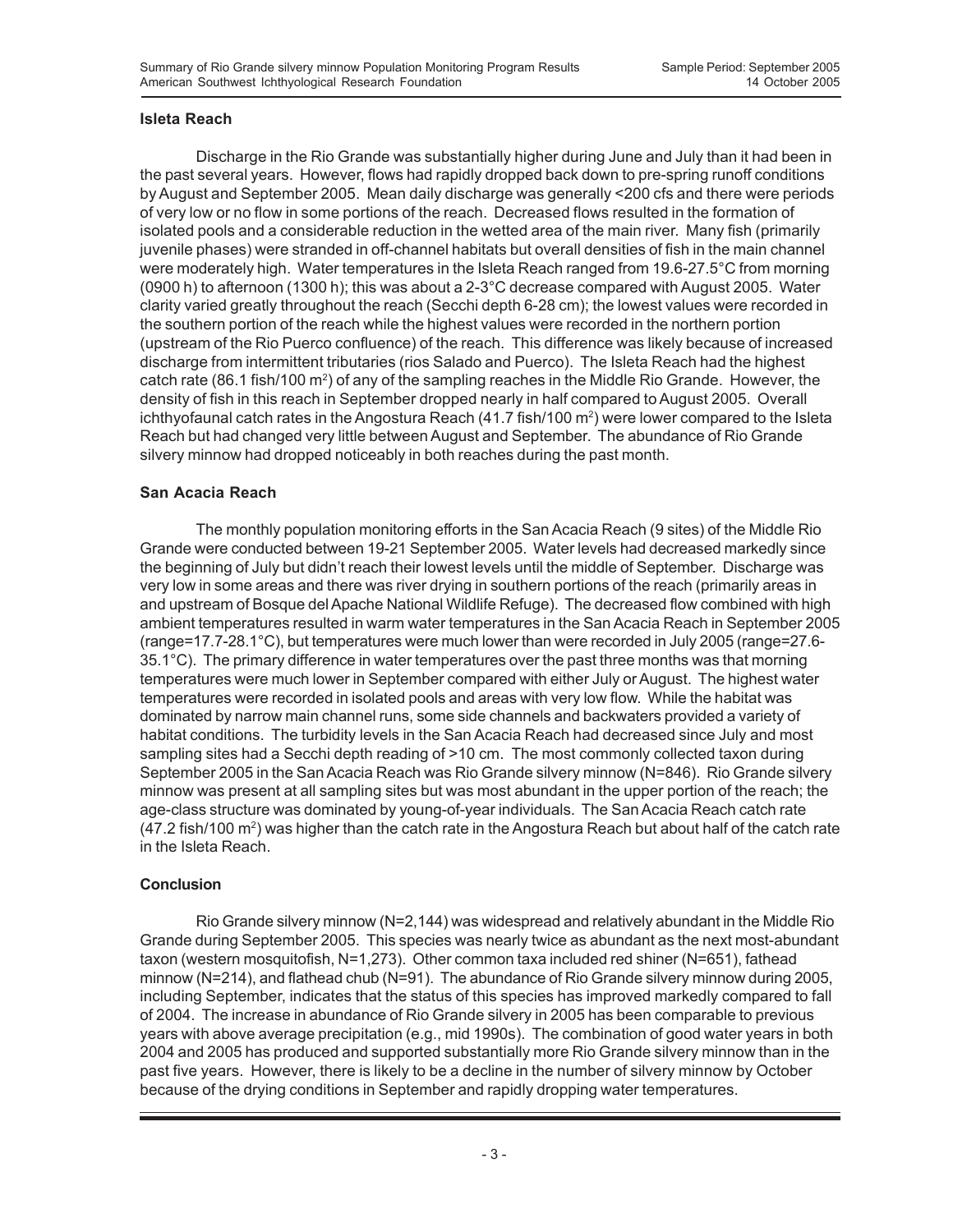### Isleta Reach

Discharge in the Rio Grande was substantially higher during June and July than it had been in the past several years. However, flows had rapidly dropped back down to pre-spring runoff conditions by August and September 2005. Mean daily discharge was generally <200 cfs and there were periods of very low or no flow in some portions of the reach. Decreased flows resulted in the formation of isolated pools and a considerable reduction in the wetted area of the main river. Many fish (primarily juvenile phases) were stranded in off-channel habitats but overall densities of fish in the main channel were moderately high. Water temperatures in the Isleta Reach ranged from 19.6-27.5°C from morning (0900 h) to afternoon (1300 h); this was about a 2-3°C decrease compared with August 2005. Water clarity varied greatly throughout the reach (Secchi depth 6-28 cm); the lowest values were recorded in the southern portion of the reach while the highest values were recorded in the northern portion (upstream of the Rio Puerco confluence) of the reach. This difference was likely because of increased discharge from intermittent tributaries (rios Salado and Puerco). The Isleta Reach had the highest catch rate (86.1 fish/100 $m^2$) of any of the sampling reaches in the Middle Rio Grande. However, the density of fish in this reach in September dropped nearly in half compared to August 2005. Overall ichthyofaunal catch rates in the Angostura Reach (41.7 fish/100 $m^2$) were lower compared to the Isleta Reach but had changed very little between August and September. The abundance of Rio Grande silvery minnow had dropped noticeably in both reaches during the past month.

### San Acacia Reach

The monthly population monitoring efforts in the San Acacia Reach (9 sites) of the Middle Rio Grande were conducted between 19-21 September 2005. Water levels had decreased markedly since the beginning of July but didn't reach their lowest levels until the middle of September. Discharge was very low in some areas and there was river drying in southern portions of the reach (primarily areas in and upstream of Bosque del Apache National Wildlife Refuge). The decreased flow combined with high ambient temperatures resulted in warm water temperatures in the San Acacia Reach in September 2005 (range=17.7-28.1°C), but temperatures were much lower than were recorded in July 2005 (range=27.6-35.1°C). The primary difference in water temperatures over the past three months was that morning temperatures were much lower in September compared with either July or August. The highest water temperatures were recorded in isolated pools and areas with very low flow. While the habitat was dominated by narrow main channel runs, some side channels and backwaters provided a variety of habitat conditions. The turbidity levels in the San Acacia Reach had decreased since July and most sampling sites had a Secchi depth reading of >10 cm. The most commonly collected taxon during September 2005 in the San Acacia Reach was Rio Grande silvery minnow (N=846). Rio Grande silvery minnow was present at all sampling sites but was most abundant in the upper portion of the reach; the age-class structure was dominated by young-of-year individuals. The San Acacia Reach catch rate (47.2 fish/100 $m^2$) was higher than the catch rate in the Angostura Reach but about half of the catch rate in the Isleta Reach.

### Conclusion

Rio Grande silvery minnow (N=2,144) was widespread and relatively abundant in the Middle Rio Grande during September 2005. This species was nearly twice as abundant as the next most-abundant taxon (western mosquitofish, N=1,273). Other common taxa included red shiner (N=651), fathead minnow (N=214), and flathead chub (N=91). The abundance of Rio Grande silvery minnow during 2005, including September, indicates that the status of this species has improved markedly compared to fall of 2004. The increase in abundance of Rio Grande silvery in 2005 has been comparable to previous years with above average precipitation (e.g., mid 1990s). The combination of good water years in both 2004 and 2005 has produced and supported substantially more Rio Grande silvery minnow than in the past five years. However, there is likely to be a decline in the number of silvery minnow by October because of the drying conditions in September and rapidly dropping water temperatures.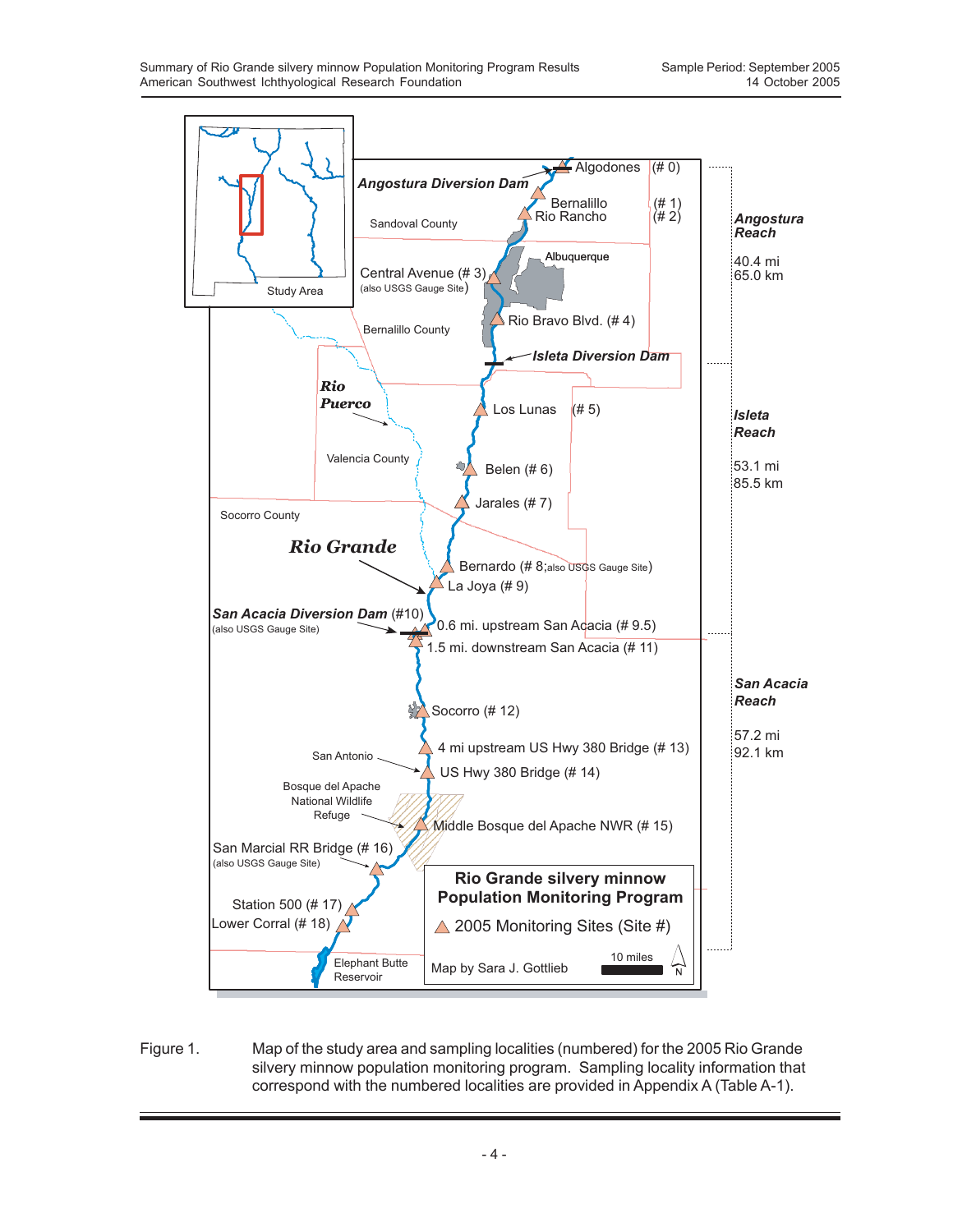Algodones (# 0)

Angostura Diversion Dam

Bernalillo (# 1)

Rio Rancho (# 2)

Sandoval County

Angostura Reach

40.4 mi
65.0 km

Albuquerque

Central Avenue (# 3)
(also USGS Gauge Site)

Rio Bravo Blvd. (# 4)

Bernalillo County

Isleta Diversion Dam

Rio Puerco

Los Lunas (# 5)

Isleta Reach

53.1 mi
85.5 km

Valencia County

Belen (# 6)

Jarales (# 7)

Socorro County

Rio Grande

Bernardo (# 8; also USGS Gauge Site)

La Joya (# 9)

San Acacia Diversion Dam (#10)
(also USGS Gauge Site)

0.6 mi. upstream San Acacia (# 9.5)

1.5 mi. downstream San Acacia (# 11)

San Acacia Reach

57.2 mi
92.1 km

Socorro (# 12)

4 mi upstream US Hwy 380 Bridge (# 13)

San Antonio

US Hwy 380 Bridge (# 14)

Bosque del Apache National Wildlife Refuge

Middle Bosque del Apache NWR (# 15)

San Marcial RR Bridge (# 16)
(also USGS Gauge Site)

Station 500 (# 17)

Lower Corral (# 18)

Elephant Butte Reservoir

Study Area

Rio Grande silvery minnow Population Monitoring Program

2005 Monitoring Sites (Site #)

Map by Sara J. Gottlieb

10 miles

N

Figure 1. Map of the study area and sampling localities (numbered) for the 2005 Rio Grande silvery minnow population monitoring program. Sampling locality information that correspond with the numbered localities are provided in Appendix A (Table A-1).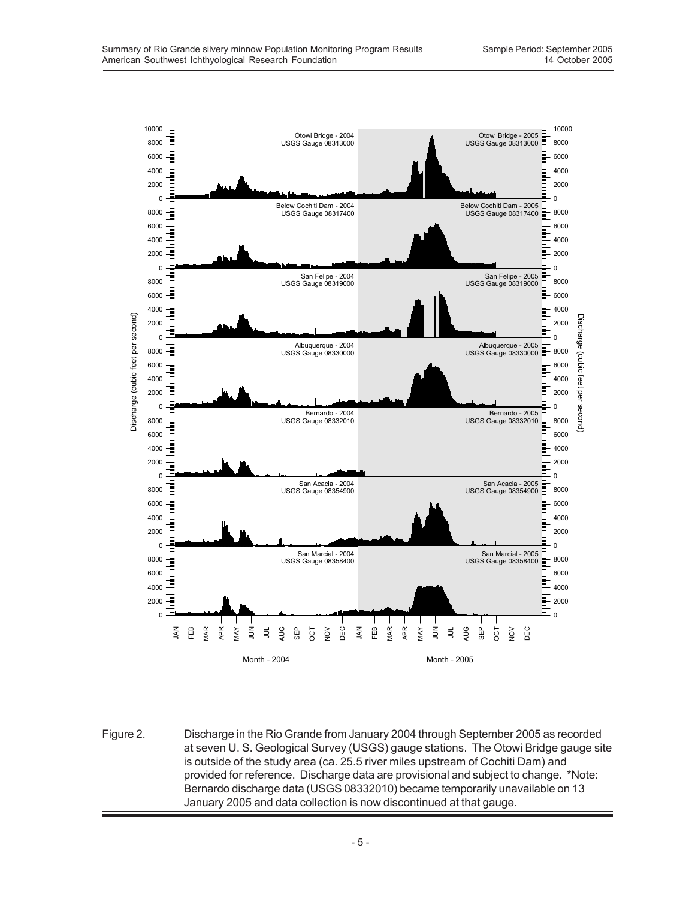Discharge (cubic feet per second)

Otowi Bridge - 2004
USGS Gauge 08313000

Otowi Bridge - 2005
USGS Gauge 08313000

Below Cochiti Dam - 2004
USGS Gauge 08317400

Below Cochiti Dam - 2005
USGS Gauge 08317400

San Felipe - 2004
USGS Gauge 08319000

San Felipe - 2005
USGS Gauge 08319000

Albuquerque - 2004
USGS Gauge 08330000

Albuquerque - 2005
USGS Gauge 08330000

Bernardo - 2004
USGS Gauge 08332010

Bernardo - 2005
USGS Gauge 08332010

San Acacia - 2004
USGS Gauge 08354900

San Acacia - 2005
USGS Gauge 08354900

San Marcial - 2004
USGS Gauge 08358400

San Marcial - 2005
USGS Gauge 08358400

10000
8000
6000
4000
2000
0

JAN FEB MAR APR MAY JUN JUL AUG SEP OCT NOV DEC JAN FEB MAR APR MAY JUN JUL AUG SEP OCT NOV DEC

Month - 2004

Month - 2005

Figure 2. Discharge in the Rio Grande from January 2004 through September 2005 as recorded at seven U. S. Geological Survey (USGS) gauge stations. The Otowi Bridge gauge site is outside of the study area (ca. 25.5 river miles upstream of Cochiti Dam) and provided for reference. Discharge data are provisional and subject to change. *Note: Bernardo discharge data (USGS 08332010) became temporarily unavailable on 13 January 2005 and data collection is now discontinued at that gauge.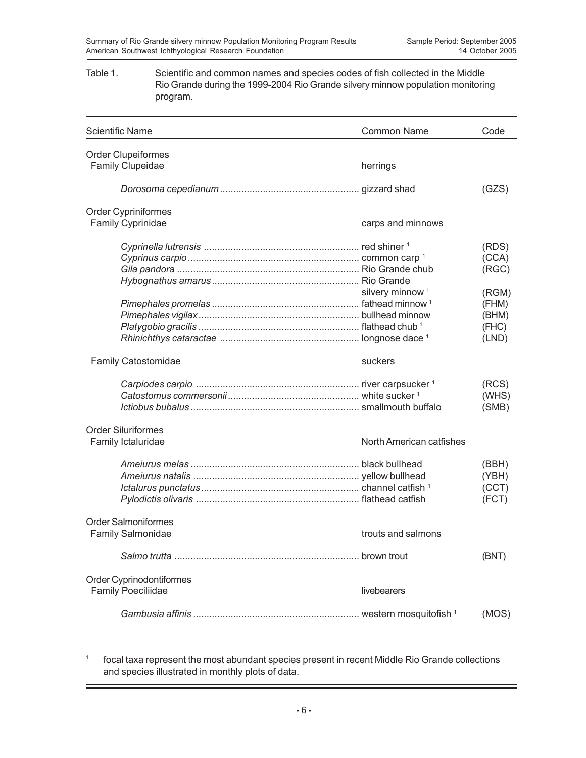Table 1. Scientific and common names and species codes of fish collected in the Middle Rio Grande during the 1999-2004 Rio Grande silvery minnow population monitoring program.

| Scientific Name | Common Name | Code |
|---|---|---|
| Order Clupeiformes | | |
| Family Clupeidae | herrings | |
| *Dorosoma cepedianum* | gizzard shad | (GZS) |
| Order Cypriniformes | | |
| Family Cyprinidae | carps and minnows | |
| *Cyprinella lutrensis* | red shiner [1] | (RDS) |
| *Cyprinus carpio* | common carp [1] | (CCA) |
| *Gila pandora* | Rio Grande chub | (RGC) |
| *Hybognathus amarus* | Rio Grande silvery minnow [1] | (RGM) |
| *Pimephales promelas* | fathead minnow [1] | (FHM) |
| *Pimephales vigilax* | bullhead minnow | (BHM) |
| *Platygobio gracilis* | flathead chub [1] | (FHC) |
| *Rhinichthys cataractae* | longnose dace [1] | (LND) |
| Family Catostomidae | suckers | |
| *Carpiodes carpio* | river carpsucker [1] | (RCS) |
| *Catostomus commersonii* | white sucker [1] | (WHS) |
| *Ictiobus bubalus* | smallmouth buffalo | (SMB) |
| Order Siluriformes | | |
| Family Ictaluridae | North American catfishes | |
| *Ameiurus melas* | black bullhead | (BBH) |
| *Ameiurus natalis* | yellow bullhead | (YBH) |
| *Ictalurus punctatus* | channel catfish [1] | (CCT) |
| *Pylodictis olivaris* | flathead catfish | (FCT) |
| Order Salmoniformes | | |
| Family Salmonidae | trouts and salmons | |
| *Salmo trutta* | brown trout | (BNT) |
| Order Cyprinodontiformes | | |
| Family Poeciliidae | livebearers | |
| *Gambusia affinis* | western mosquitofish [1] | (MOS) |

[1] focal taxa represent the most abundant species present in recent Middle Rio Grande collections and species illustrated in monthly plots of data.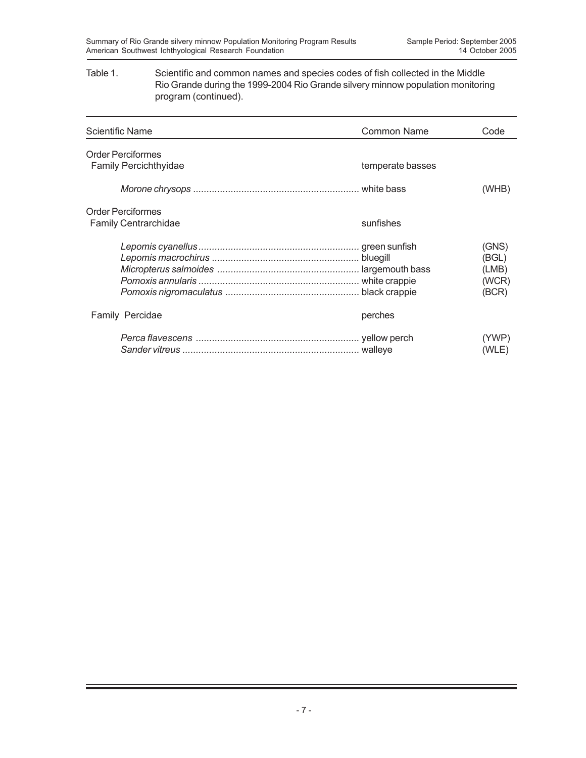Table 1. Scientific and common names and species codes of fish collected in the Middle Rio Grande during the 1999-2004 Rio Grande silvery minnow population monitoring program (continued).

| Scientific Name | Common Name | Code |
|---|---|---|
| Order Perciformes | | |
| Family Percichthyidae | temperate basses | |
| *Morone chrysops* | white bass | (WHB) |
| Order Perciformes | | |
| Family Centrarchidae | sunfishes | |
| *Lepomis cyanellus* | green sunfish | (GNS) |
| *Lepomis macrochirus* | bluegill | (BGL) |
| *Micropterus salmoides* | largemouth bass | (LMB) |
| *Pomoxis annularis* | white crappie | (WCR) |
| *Pomoxis nigromaculatus* | black crappie | (BCR) |
| Family Percidae | perches | |
| *Perca flavescens* | yellow perch | (YWP) |
| *Sander vitreus* | walleye | (WLE) |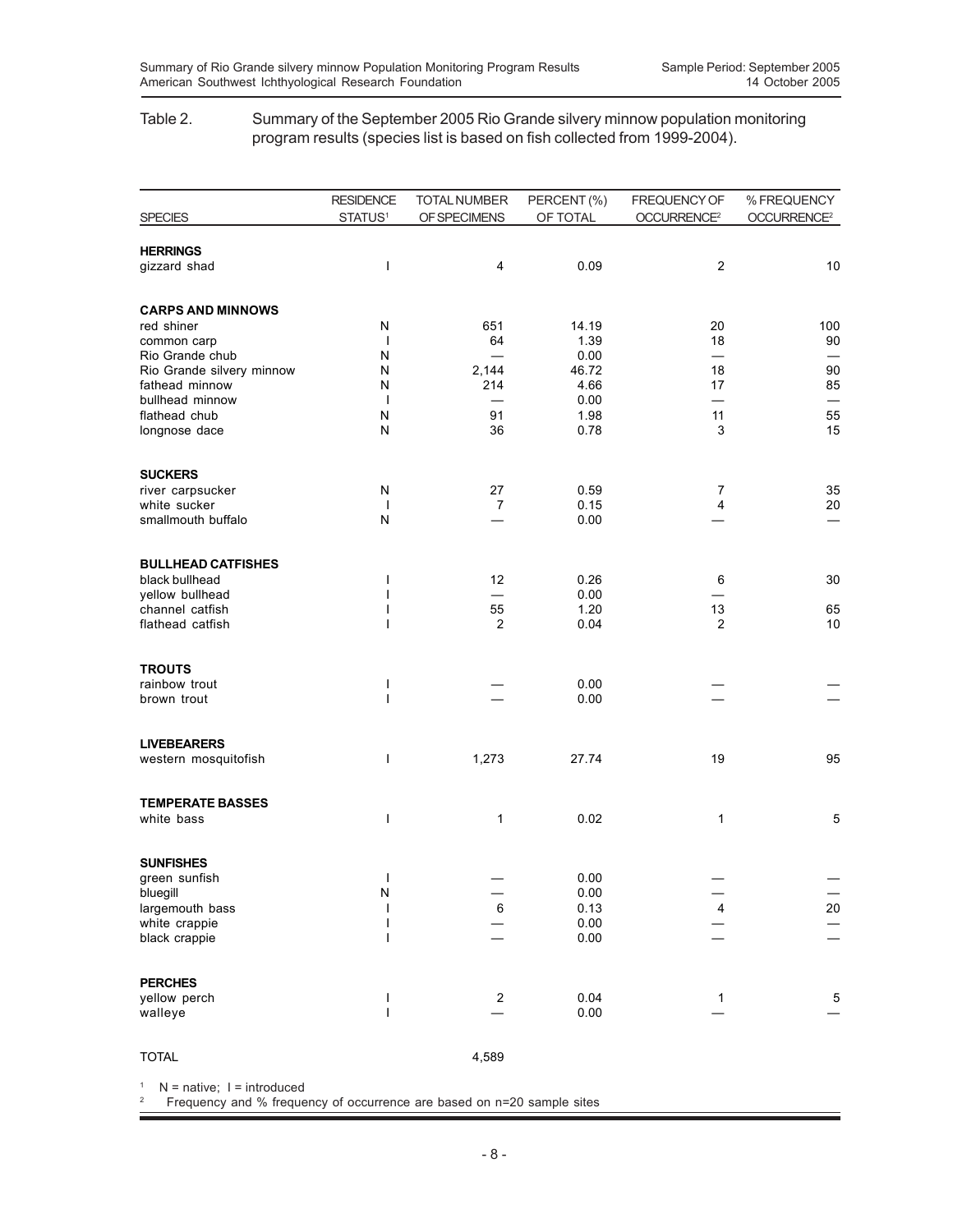Table 2. Summary of the September 2005 Rio Grande silvery minnow population monitoring program results (species list is based on fish collected from 1999-2004).

| SPECIES | RESIDENCE STATUS[1] | TOTAL NUMBER OF SPECIMENS | PERCENT (%) OF TOTAL | FREQUENCY OF OCCURRENCE[2] | % FREQUENCY OCCURRENCE[2] |
|---|---|---|---|---|---|
| **HERRINGS** | | | | | |
| gizzard shad | I | 4 | 0.09 | 2 | 10 |
| **CARPS AND MINNOWS** | | | | | |
| red shiner | N | 651 | 14.19 | 20 | 100 |
| common carp | I | 64 | 1.39 | 18 | 90 |
| Rio Grande chub | N | — | 0.00 | — | — |
| Rio Grande silvery minnow | N | 2,144 | 46.72 | 18 | 90 |
| fathead minnow | N | 214 | 4.66 | 17 | 85 |
| bullhead minnow | I | — | 0.00 | — | — |
| flathead chub | N | 91 | 1.98 | 11 | 55 |
| longnose dace | N | 36 | 0.78 | 3 | 15 |
| **SUCKERS** | | | | | |
| river carpsucker | N | 27 | 0.59 | 7 | 35 |
| white sucker | I | 7 | 0.15 | 4 | 20 |
| smallmouth buffalo | N | — | 0.00 | — | — |
| **BULLHEAD CATFISHES** | | | | | |
| black bullhead | I | 12 | 0.26 | 6 | 30 |
| yellow bullhead | I | — | 0.00 | — | |
| channel catfish | I | 55 | 1.20 | 13 | 65 |
| flathead catfish | I | 2 | 0.04 | 2 | 10 |
| **TROUTS** | | | | | |
| rainbow trout | I | — | 0.00 | — | — |
| brown trout | I | — | 0.00 | — | — |
| **LIVEBEARERS** | | | | | |
| western mosquitofish | I | 1,273 | 27.74 | 19 | 95 |
| **TEMPERATE BASSES** | | | | | |
| white bass | I | 1 | 0.02 | 1 | 5 |
| **SUNFISHES** | | | | | |
| green sunfish | I | — | 0.00 | — | — |
| bluegill | N | — | 0.00 | — | — |
| largemouth bass | I | 6 | 0.13 | 4 | 20 |
| white crappie | I | — | 0.00 | — | — |
| black crappie | I | — | 0.00 | — | — |
| **PERCHES** | | | | | |
| yellow perch | I | 2 | 0.04 | 1 | 5 |
| walleye | I | — | 0.00 | — | — |
| TOTAL | | 4,589 | | | |

[1] N = native; I = introduced

[2] Frequency and % frequency of occurrence are based on n=20 sample sites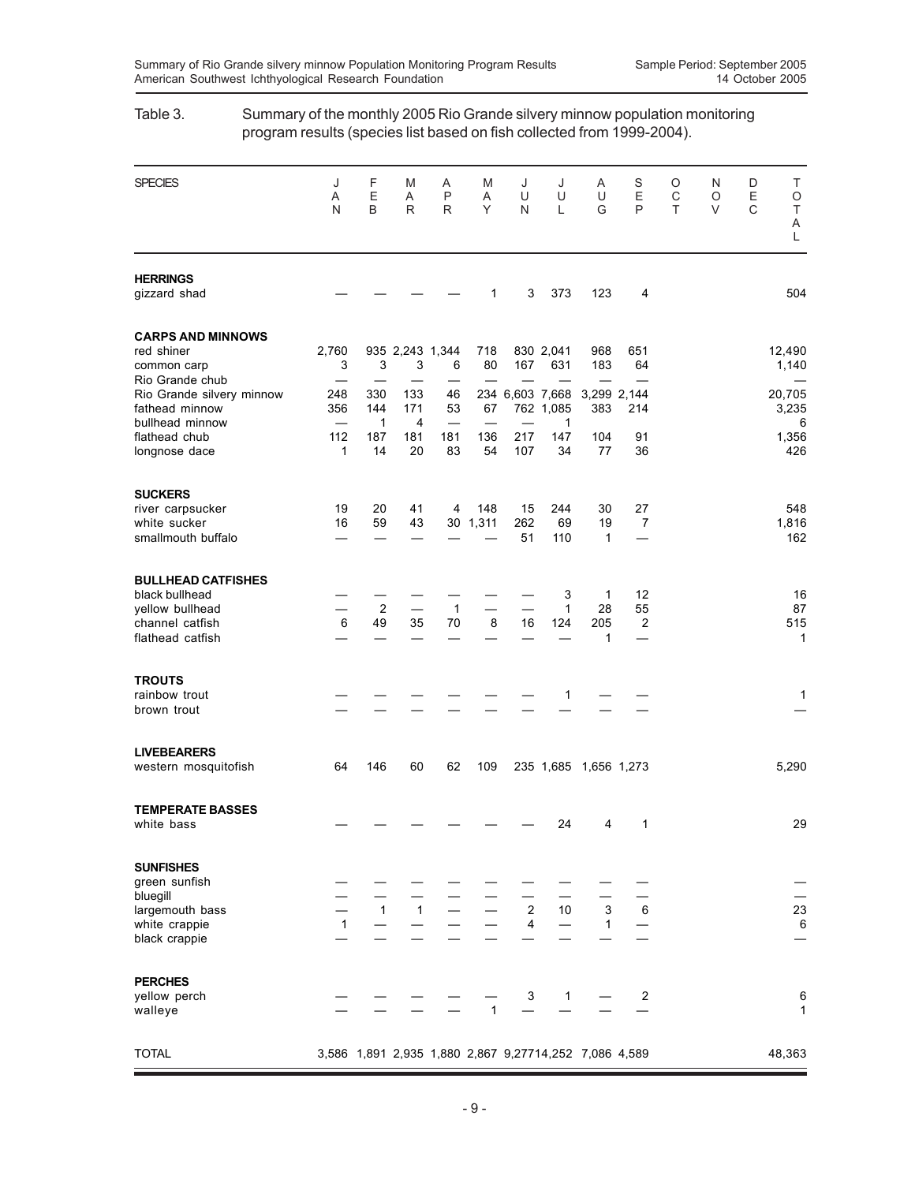Table 3. Summary of the monthly 2005 Rio Grande silvery minnow population monitoring program results (species list based on fish collected from 1999-2004).

| SPECIES | JAN | FEB | MAR | APR | MAY | JUN | JUL | AUG | SEP | OCT | NOV | DEC | TOTAL |
|---|---|---|---|---|---|---|---|---|---|---|---|---|---|
| **HERRINGS** | | | | | | | | | | | | | |
| gizzard shad | — | — | — | — | 1 | 3 | 373 | 123 | 4 | | | | 504 |
| **CARPS AND MINNOWS** | | | | | | | | | | | | | |
| red shiner | 2,760 | 935 | 2,243 | 1,344 | 718 | 830 | 2,041 | 968 | 651 | | | | 12,490 |
| common carp | 3 | 3 | 3 | 6 | 80 | 167 | 631 | 183 | 64 | | | | 1,140 |
| Rio Grande chub | — | — | — | — | — | — | — | — | — | | | | — |
| Rio Grande silvery minnow | 248 | 330 | 133 | 46 | 234 | 6,603 | 7,668 | 3,299 | 2,144 | | | | 20,705 |
| fathead minnow | 356 | 144 | 171 | 53 | 67 | 762 | 1,085 | 383 | 214 | | | | 3,235 |
| bullhead minnow | — | 1 | 4 | — | — | — | 1 | | | | | | 6 |
| flathead chub | 112 | 187 | 181 | 181 | 136 | 217 | 147 | 104 | 91 | | | | 1,356 |
| longnose dace | 1 | 14 | 20 | 83 | 54 | 107 | 34 | 77 | 36 | | | | 426 |
| **SUCKERS** | | | | | | | | | | | | | |
| river carpsucker | 19 | 20 | 41 | 4 | 148 | 15 | 244 | 30 | 27 | | | | 548 |
| white sucker | 16 | 59 | 43 | 30 | 1,311 | 262 | 69 | 19 | 7 | | | | 1,816 |
| smallmouth buffalo | — | — | — | — | — | 51 | 110 | 1 | — | | | | 162 |
| **BULLHEAD CATFISHES** | | | | | | | | | | | | | |
| black bullhead | — | — | — | — | — | — | 3 | 1 | 12 | | | | 16 |
| yellow bullhead | — | 2 | — | 1 | — | — | 1 | 28 | 55 | | | | 87 |
| channel catfish | 6 | 49 | 35 | 70 | 8 | 16 | 124 | 205 | 2 | | | | 515 |
| flathead catfish | — | — | — | — | — | — | — | 1 | — | | | | 1 |
| **TROUTS** | | | | | | | | | | | | | |
| rainbow trout | — | — | — | — | — | — | 1 | — | — | | | | 1 |
| brown trout | — | — | — | — | — | — | — | — | — | | | | — |
| **LIVEBEARERS** | | | | | | | | | | | | | |
| western mosquitofish | 64 | 146 | 60 | 62 | 109 | 235 | 1,685 | 1,656 | 1,273 | | | | 5,290 |
| **TEMPERATE BASSES** | | | | | | | | | | | | | |
| white bass | — | — | — | — | — | — | 24 | 4 | 1 | | | | 29 |
| **SUNFISHES** | | | | | | | | | | | | | |
| green sunfish | — | — | — | — | — | — | — | — | — | | | | — |
| bluegill | — | — | — | — | — | — | — | — | — | | | | — |
| largemouth bass | — | 1 | 1 | — | — | 2 | 10 | 3 | 6 | | | | 23 |
| white crappie | 1 | — | — | — | — | 4 | — | 1 | — | | | | 6 |
| black crappie | — | — | — | — | — | — | — | — | — | | | | — |
| **PERCHES** | | | | | | | | | | | | | |
| yellow perch | — | — | — | — | — | 3 | 1 | — | 2 | | | | 6 |
| walleye | — | — | — | — | 1 | — | — | — | — | | | | 1 |
| TOTAL | 3,586 | 1,891 | 2,935 | 1,880 | 2,867 | 9,277 | 14,252 | 7,086 | 4,589 | | | | 48,363 |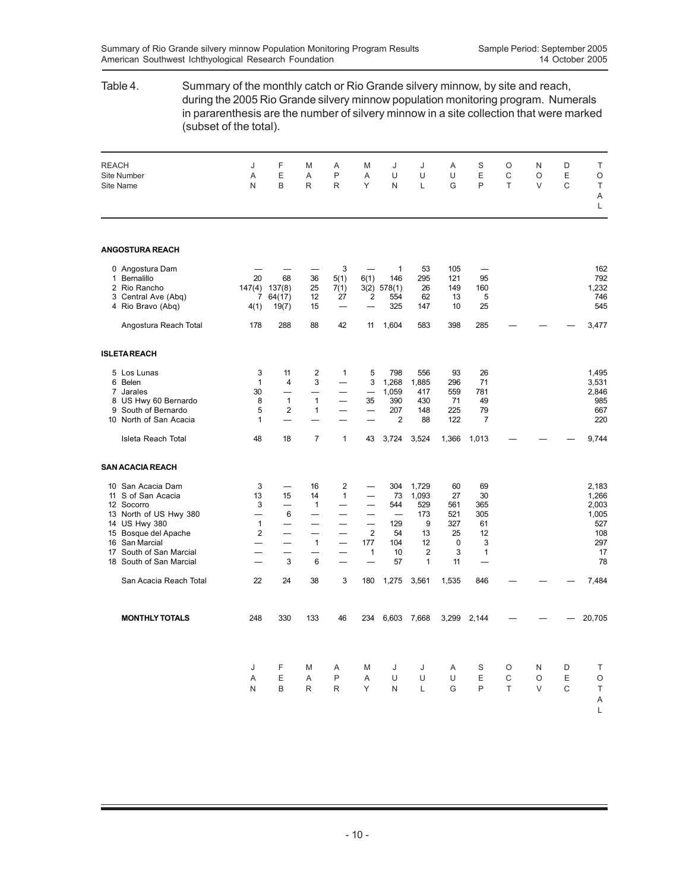Table 4. Summary of the monthly catch or Rio Grande silvery minnow, by site and reach, during the 2005 Rio Grande silvery minnow population monitoring program. Numerals in pararenthesis are the number of silvery minnow in a site collection that were marked (subset of the total).

| REACH / Site Number / Site Name | JAN | FEB | MAR | APR | MAY | JUN | JUL | AUG | SEP | OCT | NOV | DEC | TOTAL |
|---|---|---|---|---|---|---|---|---|---|---|---|---|---|
| **ANGOSTURA REACH** | | | | | | | | | | | | | |
| 0 Angostura Dam | — | — | — | 3 | — | 1 | 53 | 105 | — | | | | 162 |
| 1 Bernalillo | 20 | 68 | 36 | 5(1) | 6(1) | 146 | 295 | 121 | 95 | | | | 792 |
| 2 Rio Rancho | 147(4) | 137(8) | 25 | 7(1) | 3(2) | 578(1) | 26 | 149 | 160 | | | | 1,232 |
| 3 Central Ave (Abq) | 7 | 64(17) | 12 | 27 | 2 | 554 | 62 | 13 | 5 | | | | 746 |
| 4 Rio Bravo (Abq) | 4(1) | 19(7) | 15 | — | — | 325 | 147 | 10 | 25 | | | | 545 |
| Angostura Reach Total | 178 | 288 | 88 | 42 | 11 | 1,604 | 583 | 398 | 285 | — | — | — | 3,477 |
| **ISLETA REACH** | | | | | | | | | | | | | |
| 5 Los Lunas | 3 | 11 | 2 | 1 | 5 | 798 | 556 | 93 | 26 | | | | 1,495 |
| 6 Belen | 1 | 4 | 3 | — | 3 | 1,268 | 1,885 | 296 | 71 | | | | 3,531 |
| 7 Jarales | 30 | — | — | — | — | 1,059 | 417 | 559 | 781 | | | | 2,846 |
| 8 US Hwy 60 Bernardo | 8 | 1 | 1 | — | 35 | 390 | 430 | 71 | 49 | | | | 985 |
| 9 South of Bernardo | 5 | 2 | 1 | — | — | 207 | 148 | 225 | 79 | | | | 667 |
| 10 North of San Acacia | 1 | — | — | — | — | 2 | 88 | 122 | 7 | | | | 220 |
| Isleta Reach Total | 48 | 18 | 7 | 1 | 43 | 3,724 | 3,524 | 1,366 | 1,013 | — | — | — | 9,744 |
| **SAN ACACIA REACH** | | | | | | | | | | | | | |
| 10 San Acacia Dam | 3 | — | 16 | 2 | — | 304 | 1,729 | 60 | 69 | | | | 2,183 |
| 11 S of San Acacia | 13 | 15 | 14 | 1 | — | 73 | 1,093 | 27 | 30 | | | | 1,266 |
| 12 Socorro | 3 | — | 1 | — | — | 544 | 529 | 561 | 365 | | | | 2,003 |
| 13 North of US Hwy 380 | — | 6 | — | — | — | — | 173 | 521 | 305 | | | | 1,005 |
| 14 US Hwy 380 | 1 | — | — | — | — | 129 | 9 | 327 | 61 | | | | 527 |
| 15 Bosque del Apache | 2 | — | — | — | 2 | 54 | 13 | 25 | 12 | | | | 108 |
| 16 San Marcial | — | — | 1 | — | 177 | 104 | 12 | 0 | 3 | | | | 297 |
| 17 South of San Marcial | — | — | — | — | 1 | 10 | 2 | 3 | 1 | | | | 17 |
| 18 South of San Marcial | — | 3 | 6 | — | — | 57 | 1 | 11 | — | | | | 78 |
| San Acacia Reach Total | 22 | 24 | 38 | 3 | 180 | 1,275 | 3,561 | 1,535 | 846 | — | — | — | 7,484 |
| **MONTHLY TOTALS** | 248 | 330 | 133 | 46 | 234 | 6,603 | 7,668 | 3,299 | 2,144 | — | — | — | 20,705 |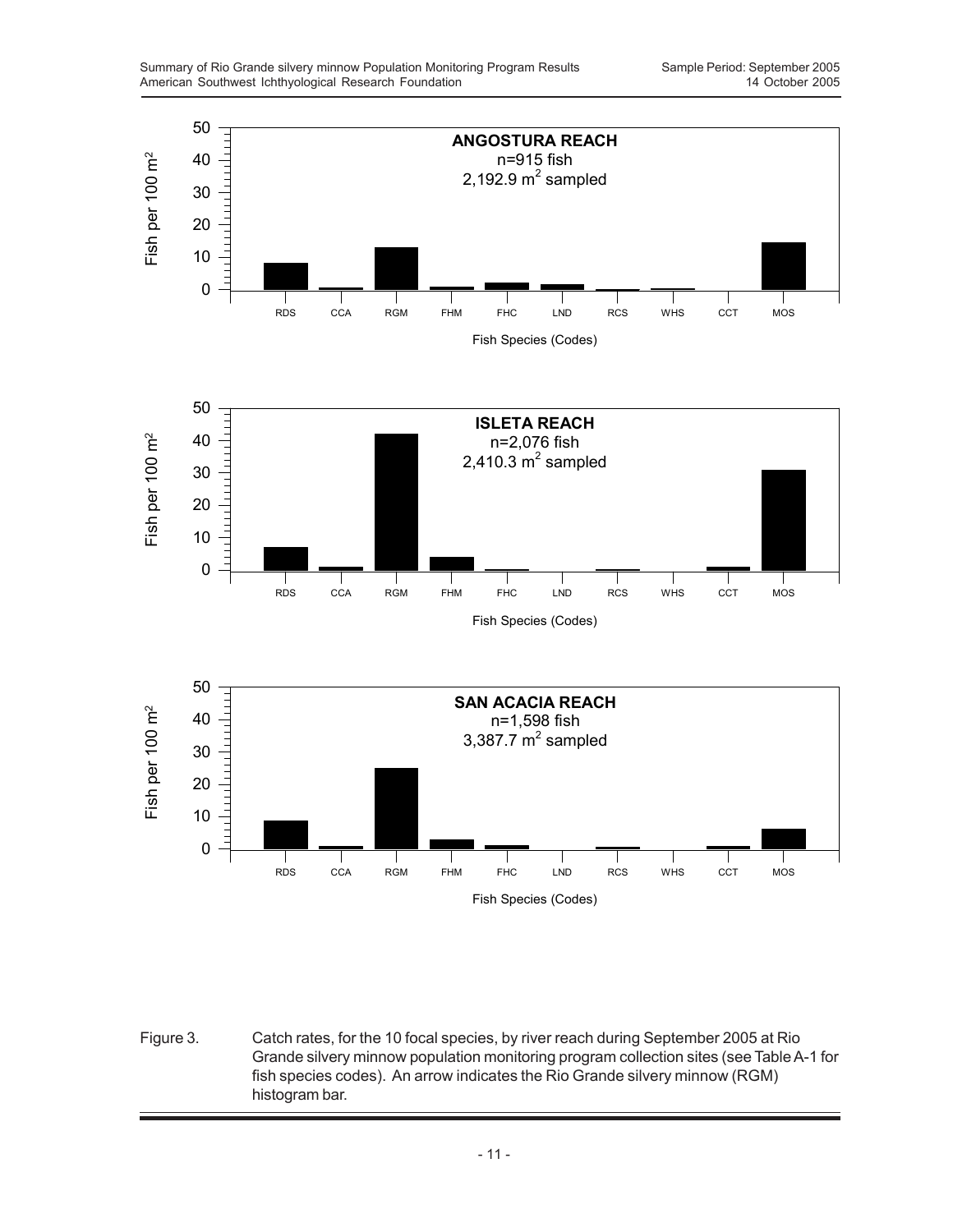ANGOSTURA REACH
n=915 fish
2,192.9 $m^2$ sampled

Fish per 100 $m^2$

50
40
30
20
10
0

RDS CCA RGM FHM FHC LND RCS WHS CCT MOS

Fish Species (Codes)

ISLETA REACH
n=2,076 fish
2,410.3 $m^2$ sampled

Fish per 100 $m^2$

50
40
30
20
10
0

RDS CCA RGM FHM FHC LND RCS WHS CCT MOS

Fish Species (Codes)

SAN ACACIA REACH
n=1,598 fish
3,387.7 $m^2$ sampled

Fish per 100 $m^2$

50
40
30
20
10
0

RDS CCA RGM FHM FHC LND RCS WHS CCT MOS

Fish Species (Codes)

Figure 3. Catch rates, for the 10 focal species, by river reach during September 2005 at Rio Grande silvery minnow population monitoring program collection sites (see Table A-1 for fish species codes). An arrow indicates the Rio Grande silvery minnow (RGM) histogram bar.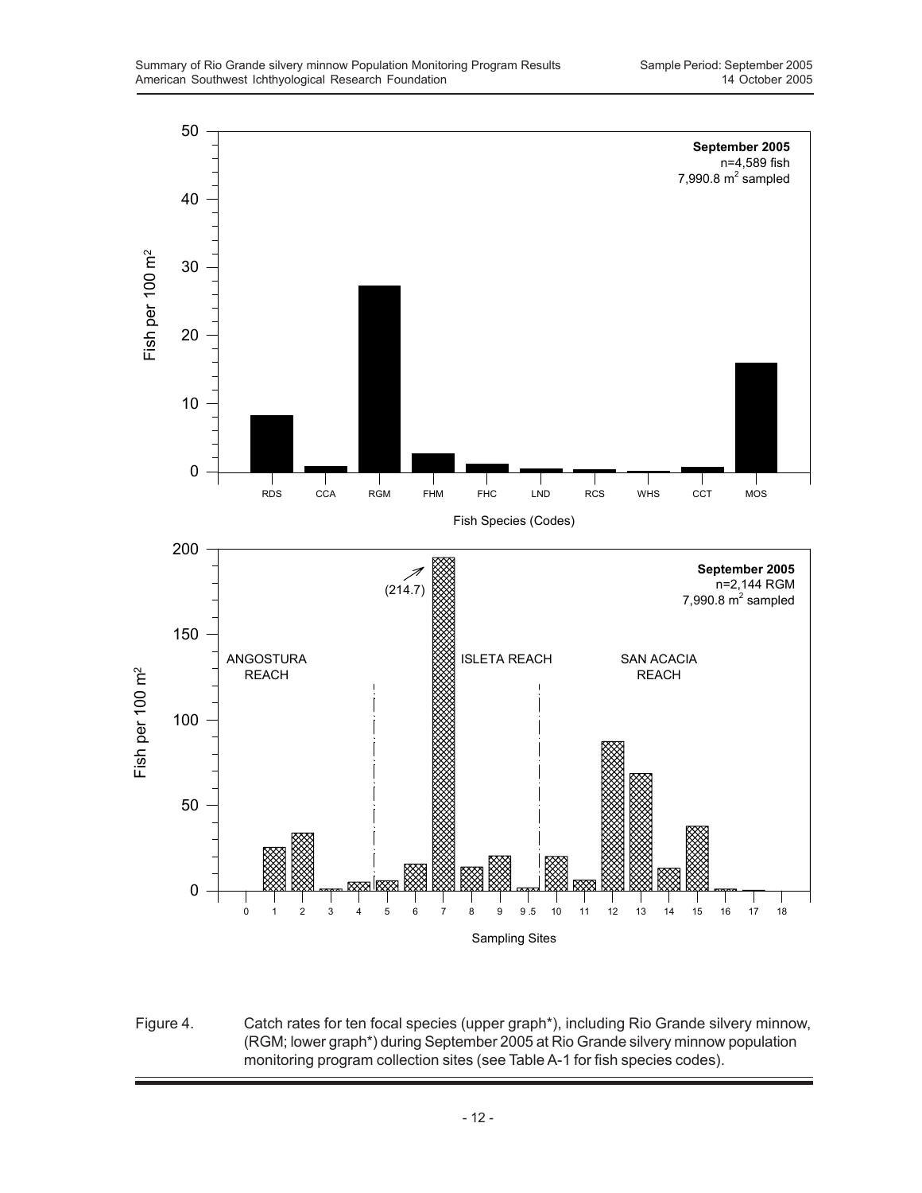50
40
30
20
10
0

Fish per 100 m²

**September 2005**
n=4,589 fish
7,990.8 $m^2$ sampled

RDS CCA RGM FHM FHC LND RCS WHS CCT MOS

Fish Species (Codes)

200
150
100
50
0

Fish per 100 m²

(214.7)

**September 2005**
n=2,144 RGM
7,990.8 $m^2$ sampled

ANGOSTURA REACH

ISLETA REACH

SAN ACACIA REACH

0 1 2 3 4 5 6 7 8 9 9.5 10 11 12 13 14 15 16 17 18

Sampling Sites

Figure 4. Catch rates for ten focal species (upper graph*), including Rio Grande silvery minnow, (RGM; lower graph*) during September 2005 at Rio Grande silvery minnow population monitoring program collection sites (see Table A-1 for fish species codes).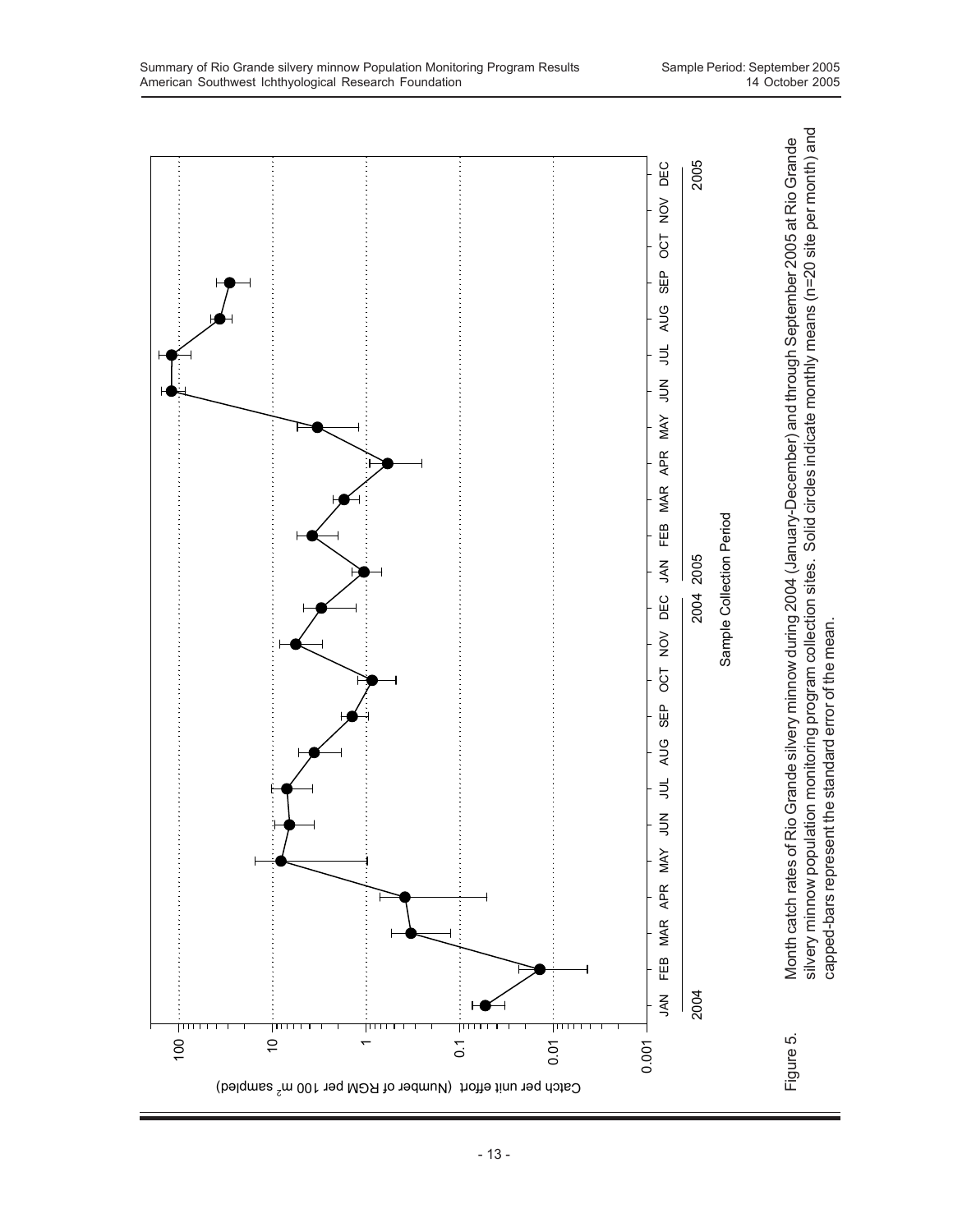Catch per unit effort (Number of RGM per 100 m$^2$ sampled)

100

10

1

0.1

0.01

0.001

JAN FEB MAR APR MAY JUN JUL AUG SEP OCT NOV DEC JAN FEB MAR APR MAY JUN JUL AUG SEP OCT NOV DEC

2004

2004 2005

2005

Sample Collection Period

Figure 5. Month catch rates of Rio Grande silvery minnow during 2004 (January-December) and through September 2005 at Rio Grande silvery minnow population monitoring program collection sites. Solid circles indicate monthly means (n=20 site per month) and capped-bars represent the standard error of the mean.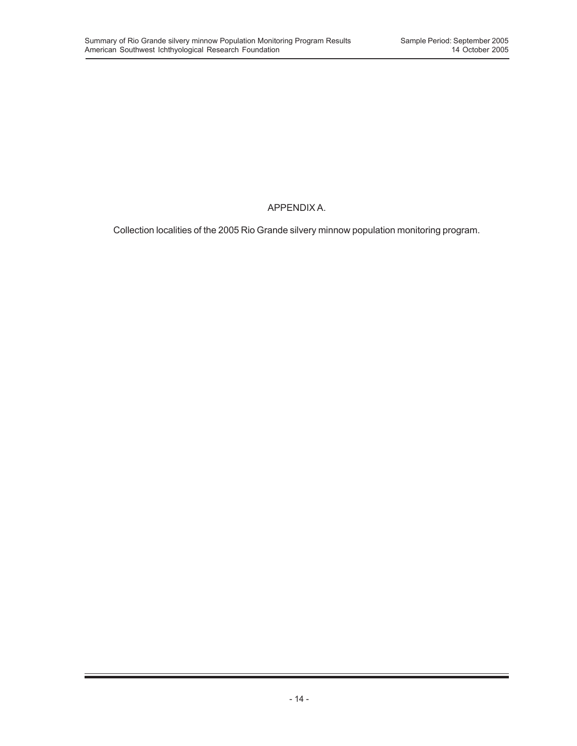# APPENDIX A.

Collection localities of the 2005 Rio Grande silvery minnow population monitoring program.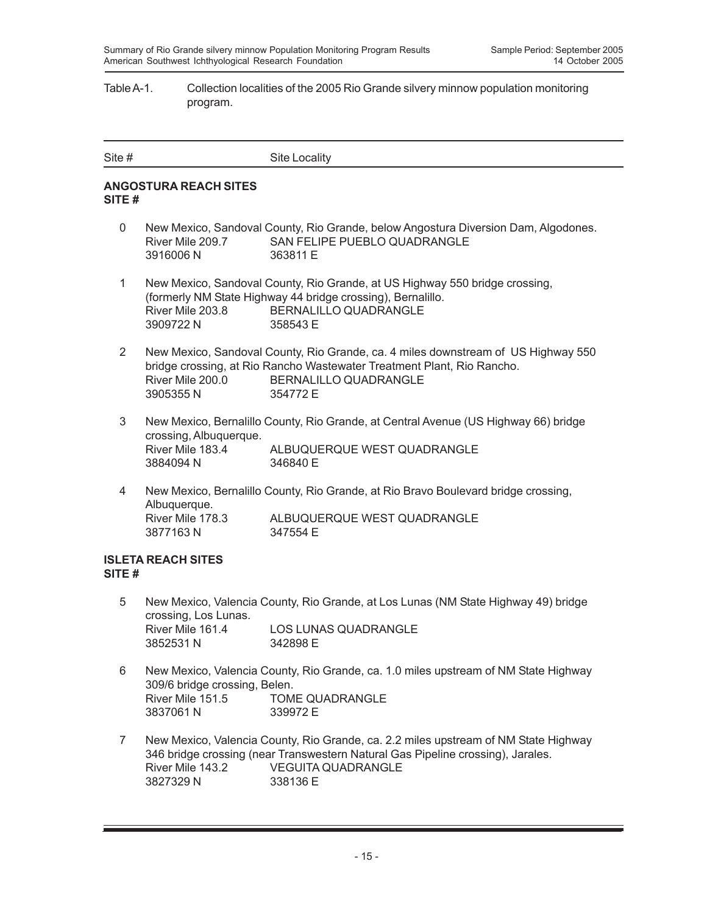Table A-1. Collection localities of the 2005 Rio Grande silvery minnow population monitoring program.

| Site # | Site Locality |
| --- | --- |

**ANGOSTURA REACH SITES**
**SITE #**

0 New Mexico, Sandoval County, Rio Grande, below Angostura Diversion Dam, Algodones.
River Mile 209.7 SAN FELIPE PUEBLO QUADRANGLE
3916006 N 363811 E

1 New Mexico, Sandoval County, Rio Grande, at US Highway 550 bridge crossing, (formerly NM State Highway 44 bridge crossing), Bernalillo.
River Mile 203.8 BERNALILLO QUADRANGLE
3909722 N 358543 E

2 New Mexico, Sandoval County, Rio Grande, ca. 4 miles downstream of US Highway 550 bridge crossing, at Rio Rancho Wastewater Treatment Plant, Rio Rancho.
River Mile 200.0 BERNALILLO QUADRANGLE
3905355 N 354772 E

3 New Mexico, Bernalillo County, Rio Grande, at Central Avenue (US Highway 66) bridge crossing, Albuquerque.
River Mile 183.4 ALBUQUERQUE WEST QUADRANGLE
3884094 N 346840 E

4 New Mexico, Bernalillo County, Rio Grande, at Rio Bravo Boulevard bridge crossing, Albuquerque.
River Mile 178.3 ALBUQUERQUE WEST QUADRANGLE
3877163 N 347554 E

**ISLETA REACH SITES**
**SITE #**

5 New Mexico, Valencia County, Rio Grande, at Los Lunas (NM State Highway 49) bridge crossing, Los Lunas.
River Mile 161.4 LOS LUNAS QUADRANGLE
3852531 N 342898 E

6 New Mexico, Valencia County, Rio Grande, ca. 1.0 miles upstream of NM State Highway 309/6 bridge crossing, Belen.
River Mile 151.5 TOME QUADRANGLE
3837061 N 339972 E

7 New Mexico, Valencia County, Rio Grande, ca. 2.2 miles upstream of NM State Highway 346 bridge crossing (near Transwestern Natural Gas Pipeline crossing), Jarales.
River Mile 143.2 VEGUITA QUADRANGLE
3827329 N 338136 E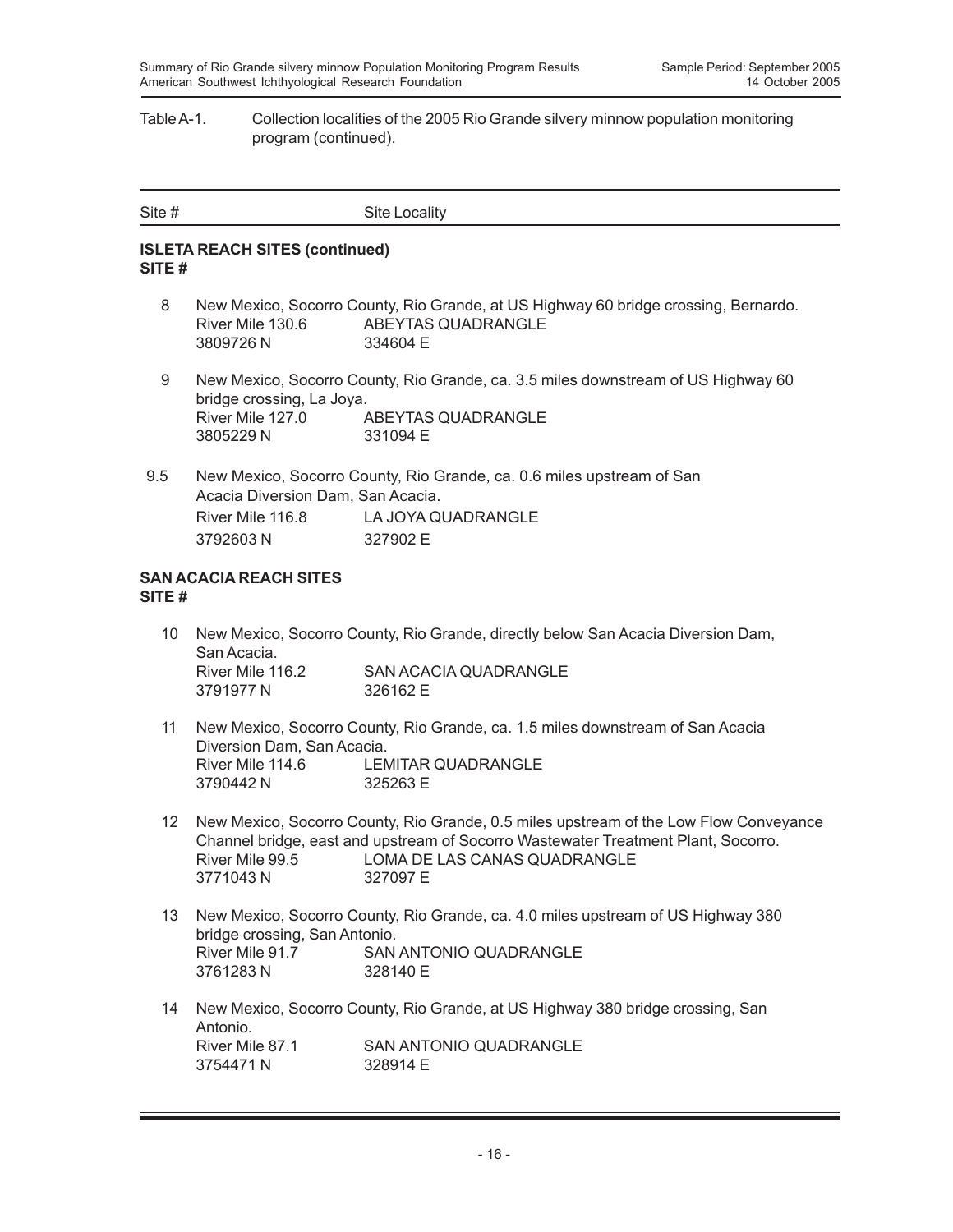Table A-1. Collection localities of the 2005 Rio Grande silvery minnow population monitoring program (continued).

| Site # | Site Locality |
|---|---|

**ISLETA REACH SITES (continued)**
**SITE #**

8 New Mexico, Socorro County, Rio Grande, at US Highway 60 bridge crossing, Bernardo.
River Mile 130.6 ABEYTAS QUADRANGLE
3809726 N 334604 E

9 New Mexico, Socorro County, Rio Grande, ca. 3.5 miles downstream of US Highway 60 bridge crossing, La Joya.
River Mile 127.0 ABEYTAS QUADRANGLE
3805229 N 331094 E

9.5 New Mexico, Socorro County, Rio Grande, ca. 0.6 miles upstream of San Acacia Diversion Dam, San Acacia.
River Mile 116.8 LA JOYA QUADRANGLE
3792603 N 327902 E

**SAN ACACIA REACH SITES**
**SITE #**

10 New Mexico, Socorro County, Rio Grande, directly below San Acacia Diversion Dam, San Acacia.
River Mile 116.2 SAN ACACIA QUADRANGLE
3791977 N 326162 E

11 New Mexico, Socorro County, Rio Grande, ca. 1.5 miles downstream of San Acacia Diversion Dam, San Acacia.
River Mile 114.6 LEMITAR QUADRANGLE
3790442 N 325263 E

12 New Mexico, Socorro County, Rio Grande, 0.5 miles upstream of the Low Flow Conveyance Channel bridge, east and upstream of Socorro Wastewater Treatment Plant, Socorro.
River Mile 99.5 LOMA DE LAS CANAS QUADRANGLE
3771043 N 327097 E

13 New Mexico, Socorro County, Rio Grande, ca. 4.0 miles upstream of US Highway 380 bridge crossing, San Antonio.
River Mile 91.7 SAN ANTONIO QUADRANGLE
3761283 N 328140 E

14 New Mexico, Socorro County, Rio Grande, at US Highway 380 bridge crossing, San Antonio.
River Mile 87.1 SAN ANTONIO QUADRANGLE
3754471 N 328914 E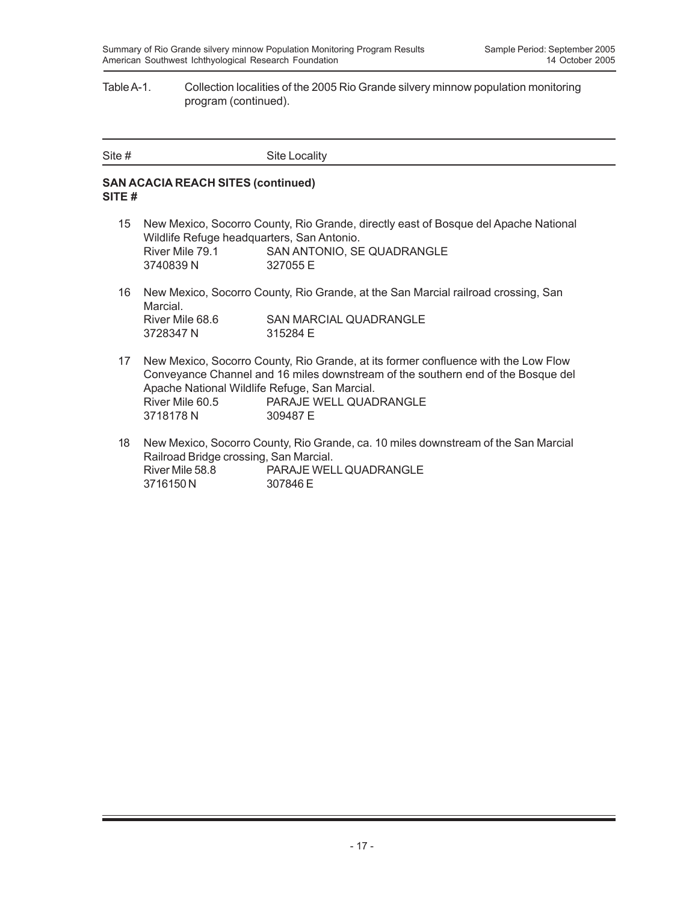Table A-1. Collection localities of the 2005 Rio Grande silvery minnow population monitoring program (continued).

| Site # | Site Locality |
|---|---|

**SAN ACACIA REACH SITES (continued)**
**SITE #**

15 New Mexico, Socorro County, Rio Grande, directly east of Bosque del Apache National Wildlife Refuge headquarters, San Antonio.
River Mile 79.1 SAN ANTONIO, SE QUADRANGLE
3740839 N 327055 E

16 New Mexico, Socorro County, Rio Grande, at the San Marcial railroad crossing, San Marcial.
River Mile 68.6 SAN MARCIAL QUADRANGLE
3728347 N 315284 E

17 New Mexico, Socorro County, Rio Grande, at its former confluence with the Low Flow Conveyance Channel and 16 miles downstream of the southern end of the Bosque del Apache National Wildlife Refuge, San Marcial.
River Mile 60.5 PARAJE WELL QUADRANGLE
3718178 N 309487 E

18 New Mexico, Socorro County, Rio Grande, ca. 10 miles downstream of the San Marcial Railroad Bridge crossing, San Marcial.
River Mile 58.8 PARAJE WELL QUADRANGLE
3716150 N 307846 E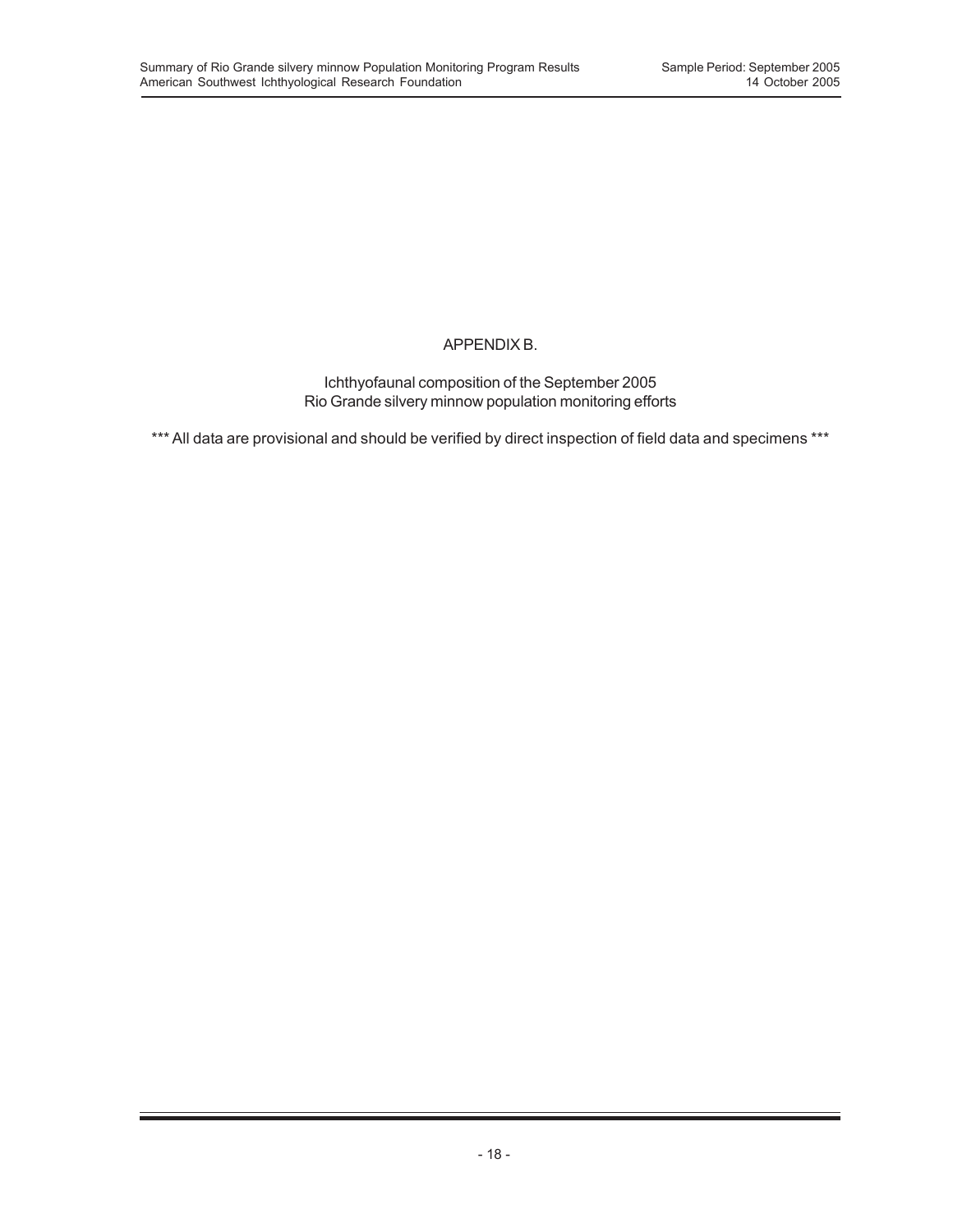# APPENDIX B.

Ichthyofaunal composition of the September 2005
Rio Grande silvery minnow population monitoring efforts

*** All data are provisional and should be verified by direct inspection of field data and specimens ***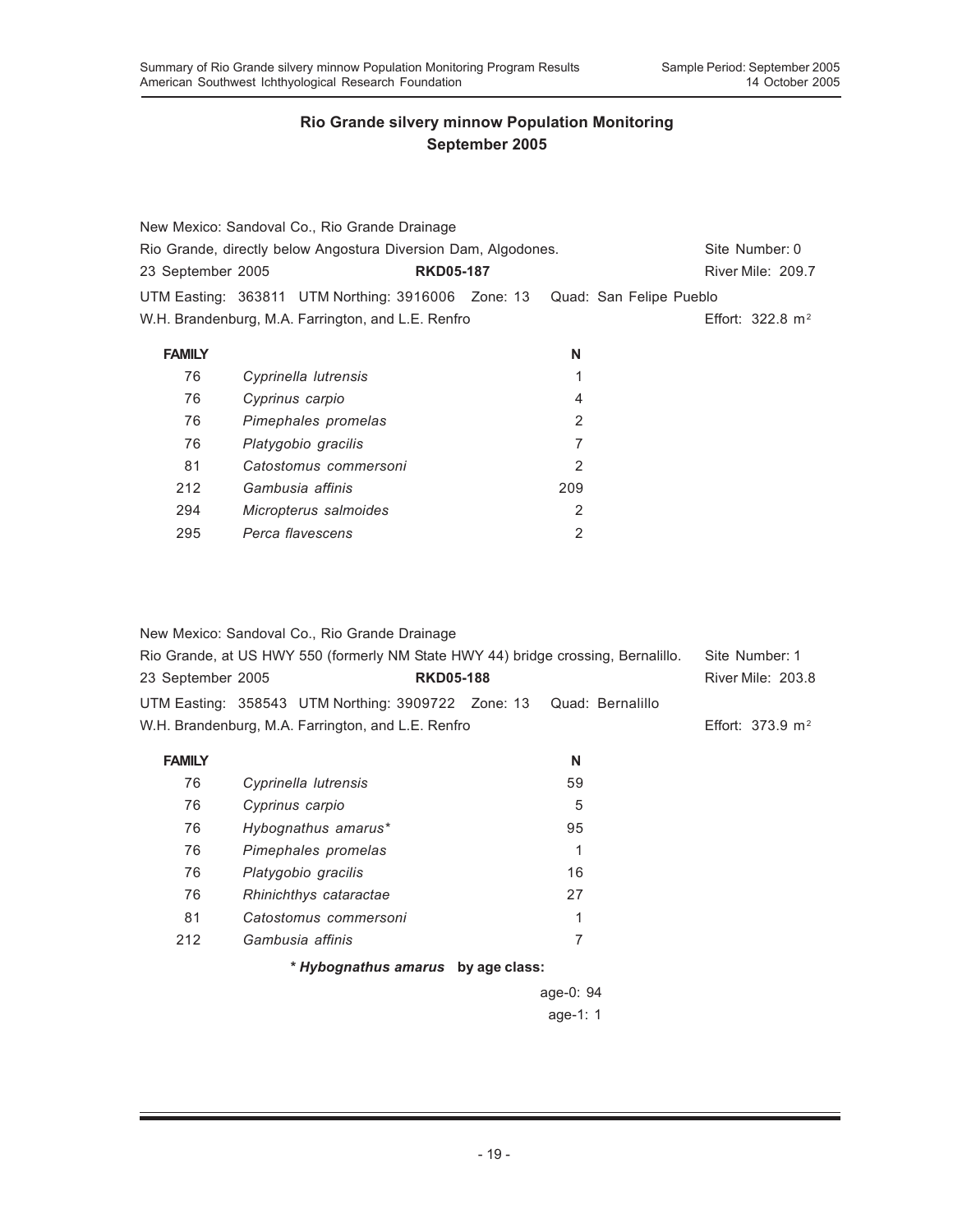## Rio Grande silvery minnow Population Monitoring
## September 2005

New Mexico: Sandoval Co., Rio Grande Drainage
Rio Grande, directly below Angostura Diversion Dam, Algodones. Site Number: 0
23 September 2005 **RKD05-187** River Mile: 209.7
UTM Easting: 363811 UTM Northing: 3916006 Zone: 13 Quad: San Felipe Pueblo
W.H. Brandenburg, M.A. Farrington, and L.E. Renfro Effort: 322.8 $m^2$

| FAMILY | | N |
|---|---|---|
| 76 | *Cyprinella lutrensis* | 1 |
| 76 | *Cyprinus carpio* | 4 |
| 76 | *Pimephales promelas* | 2 |
| 76 | *Platygobio gracilis* | 7 |
| 81 | *Catostomus commersoni* | 2 |
| 212 | *Gambusia affinis* | 209 |
| 294 | *Micropterus salmoides* | 2 |
| 295 | *Perca flavescens* | 2 |

New Mexico: Sandoval Co., Rio Grande Drainage
Rio Grande, at US HWY 550 (formerly NM State HWY 44) bridge crossing, Bernalillo. Site Number: 1
23 September 2005 **RKD05-188** River Mile: 203.8
UTM Easting: 358543 UTM Northing: 3909722 Zone: 13 Quad: Bernalillo
W.H. Brandenburg, M.A. Farrington, and L.E. Renfro Effort: 373.9 $m^2$

| FAMILY | | N |
|---|---|---|
| 76 | *Cyprinella lutrensis* | 59 |
| 76 | *Cyprinus carpio* | 5 |
| 76 | *Hybognathus amarus** | 95 |
| 76 | *Pimephales promelas* | 1 |
| 76 | *Platygobio gracilis* | 16 |
| 76 | *Rhinichthys cataractae* | 27 |
| 81 | *Catostomus commersoni* | 1 |
| 212 | *Gambusia affinis* | 7 |

**\* *Hybognathus amarus* by age class:**

age-0: 94
age-1: 1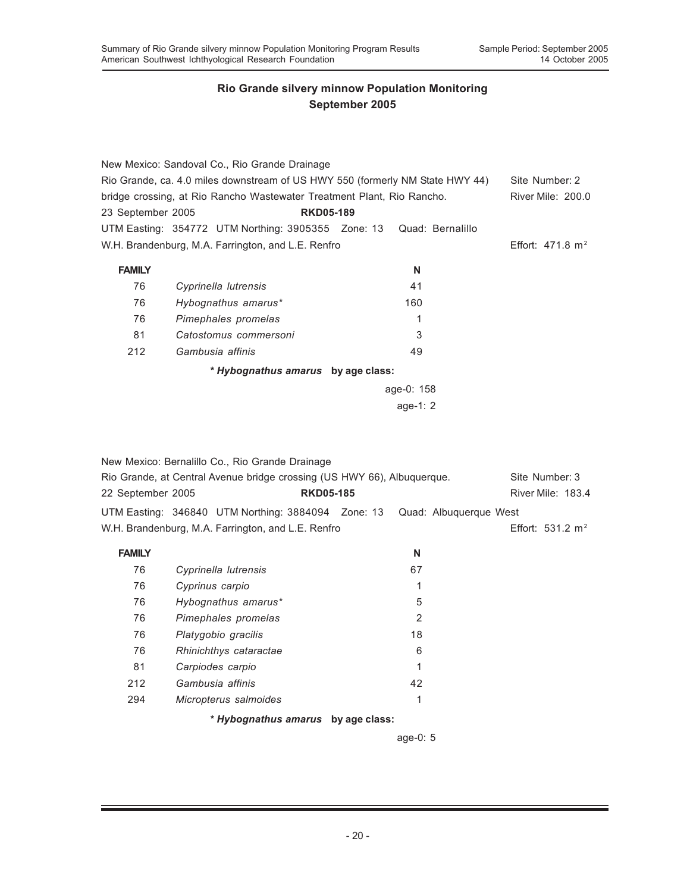## Rio Grande silvery minnow Population Monitoring
## September 2005

New Mexico: Sandoval Co., Rio Grande Drainage
Rio Grande, ca. 4.0 miles downstream of US HWY 550 (formerly NM State HWY 44) bridge crossing, at Rio Rancho Wastewater Treatment Plant, Rio Rancho. Site Number: 2
River Mile: 200.0
23 September 2005 **RKD05-189**
UTM Easting: 354772 UTM Northing: 3905355 Zone: 13 Quad: Bernalillo
W.H. Brandenburg, M.A. Farrington, and L.E. Renfro Effort: 471.8 $m^2$

| FAMILY | | N |
|---|---|---|
| 76 | *Cyprinella lutrensis* | 41 |
| 76 | *Hybognathus amarus** | 160 |
| 76 | *Pimephales promelas* | 1 |
| 81 | *Catostomus commersoni* | 3 |
| 212 | *Gambusia affinis* | 49 |

**\* *Hybognathus amarus* by age class:**

age-0: 158
age-1: 2

New Mexico: Bernalillo Co., Rio Grande Drainage
Rio Grande, at Central Avenue bridge crossing (US HWY 66), Albuquerque. Site Number: 3
22 September 2005 **RKD05-185** River Mile: 183.4
UTM Easting: 346840 UTM Northing: 3884094 Zone: 13 Quad: Albuquerque West
W.H. Brandenburg, M.A. Farrington, and L.E. Renfro Effort: 531.2 $m^2$

| FAMILY | | N |
|---|---|---|
| 76 | *Cyprinella lutrensis* | 67 |
| 76 | *Cyprinus carpio* | 1 |
| 76 | *Hybognathus amarus** | 5 |
| 76 | *Pimephales promelas* | 2 |
| 76 | *Platygobio gracilis* | 18 |
| 76 | *Rhinichthys cataractae* | 6 |
| 81 | *Carpiodes carpio* | 1 |
| 212 | *Gambusia affinis* | 42 |
| 294 | *Micropterus salmoides* | 1 |

**\* *Hybognathus amarus* by age class:**

age-0: 5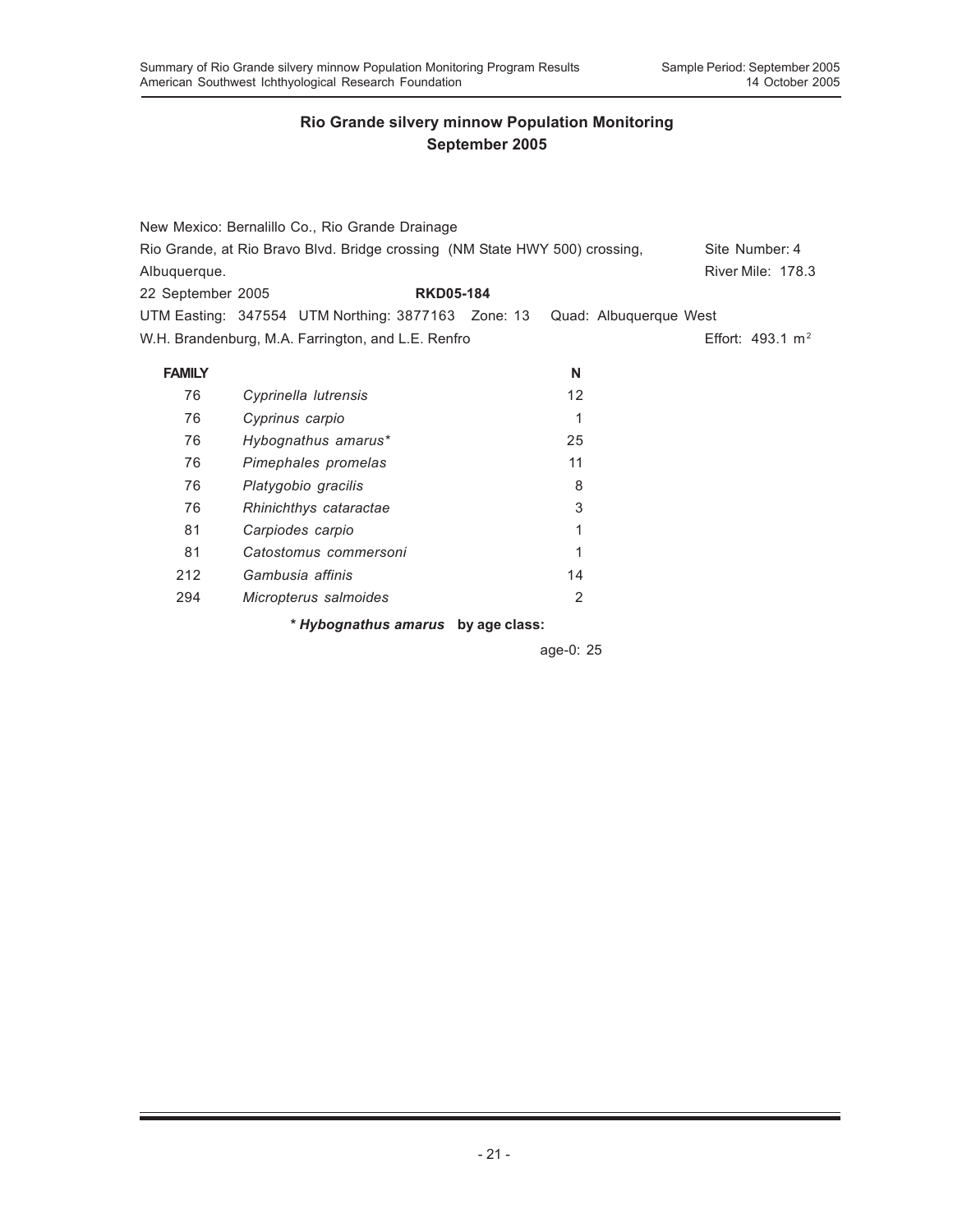## Rio Grande silvery minnow Population Monitoring
## September 2005

New Mexico: Bernalillo Co., Rio Grande Drainage

Rio Grande, at Rio Bravo Blvd. Bridge crossing (NM State HWY 500) crossing, Albuquerque. Site Number: 4

River Mile: 178.3

22 September 2005 **RKD05-184**

UTM Easting: 347554 UTM Northing: 3877163 Zone: 13 Quad: Albuquerque West

W.H. Brandenburg, M.A. Farrington, and L.E. Renfro Effort: 493.1 $m^2$

| FAMILY | | N |
|---|---|---|
| 76 | *Cyprinella lutrensis* | 12 |
| 76 | *Cyprinus carpio* | 1 |
| 76 | *Hybognathus amarus** | 25 |
| 76 | *Pimephales promelas* | 11 |
| 76 | *Platygobio gracilis* | 8 |
| 76 | *Rhinichthys cataractae* | 3 |
| 81 | *Carpiodes carpio* | 1 |
| 81 | *Catostomus commersoni* | 1 |
| 212 | *Gambusia affinis* | 14 |
| 294 | *Micropterus salmoides* | 2 |

**\* *Hybognathus amarus* by age class:**

age-0: 25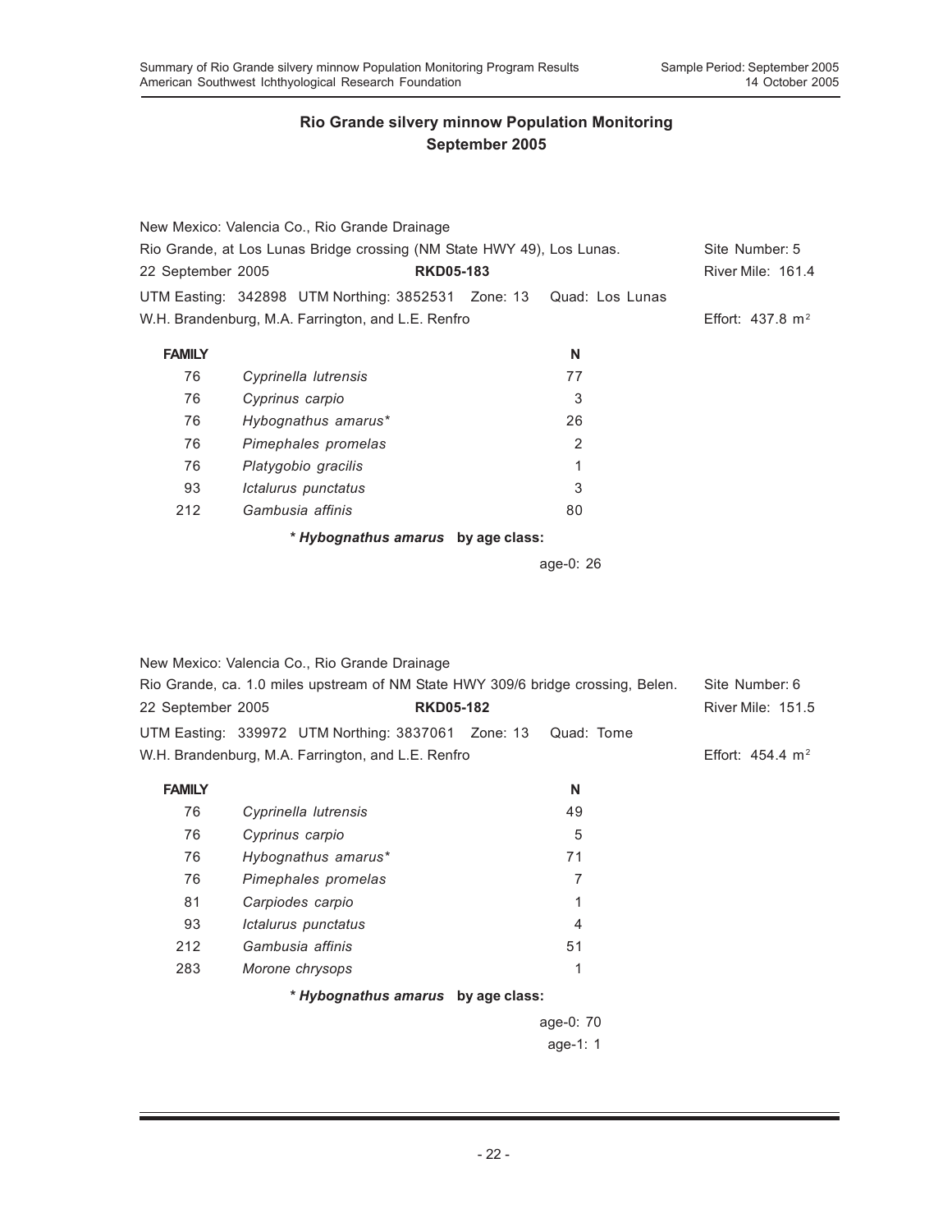## Rio Grande silvery minnow Population Monitoring
## September 2005

New Mexico: Valencia Co., Rio Grande Drainage
Rio Grande, at Los Lunas Bridge crossing (NM State HWY 49), Los Lunas. Site Number: 5
22 September 2005 **RKD05-183** River Mile: 161.4
UTM Easting: 342898 UTM Northing: 3852531 Zone: 13 Quad: Los Lunas
W.H. Brandenburg, M.A. Farrington, and L.E. Renfro Effort: 437.8 $m^2$

| FAMILY | | N |
|---|---|---|
| 76 | *Cyprinella lutrensis* | 77 |
| 76 | *Cyprinus carpio* | 3 |
| 76 | *Hybognathus amarus** | 26 |
| 76 | *Pimephales promelas* | 2 |
| 76 | *Platygobio gracilis* | 1 |
| 93 | *Ictalurus punctatus* | 3 |
| 212 | *Gambusia affinis* | 80 |

**\* *Hybognathus amarus* by age class:**

age-0: 26

New Mexico: Valencia Co., Rio Grande Drainage
Rio Grande, ca. 1.0 miles upstream of NM State HWY 309/6 bridge crossing, Belen. Site Number: 6
22 September 2005 **RKD05-182** River Mile: 151.5
UTM Easting: 339972 UTM Northing: 3837061 Zone: 13 Quad: Tome
W.H. Brandenburg, M.A. Farrington, and L.E. Renfro Effort: 454.4 $m^2$

| FAMILY | | N |
|---|---|---|
| 76 | *Cyprinella lutrensis* | 49 |
| 76 | *Cyprinus carpio* | 5 |
| 76 | *Hybognathus amarus** | 71 |
| 76 | *Pimephales promelas* | 7 |
| 81 | *Carpiodes carpio* | 1 |
| 93 | *Ictalurus punctatus* | 4 |
| 212 | *Gambusia affinis* | 51 |
| 283 | *Morone chrysops* | 1 |

**\* *Hybognathus amarus* by age class:**

age-0: 70
age-1: 1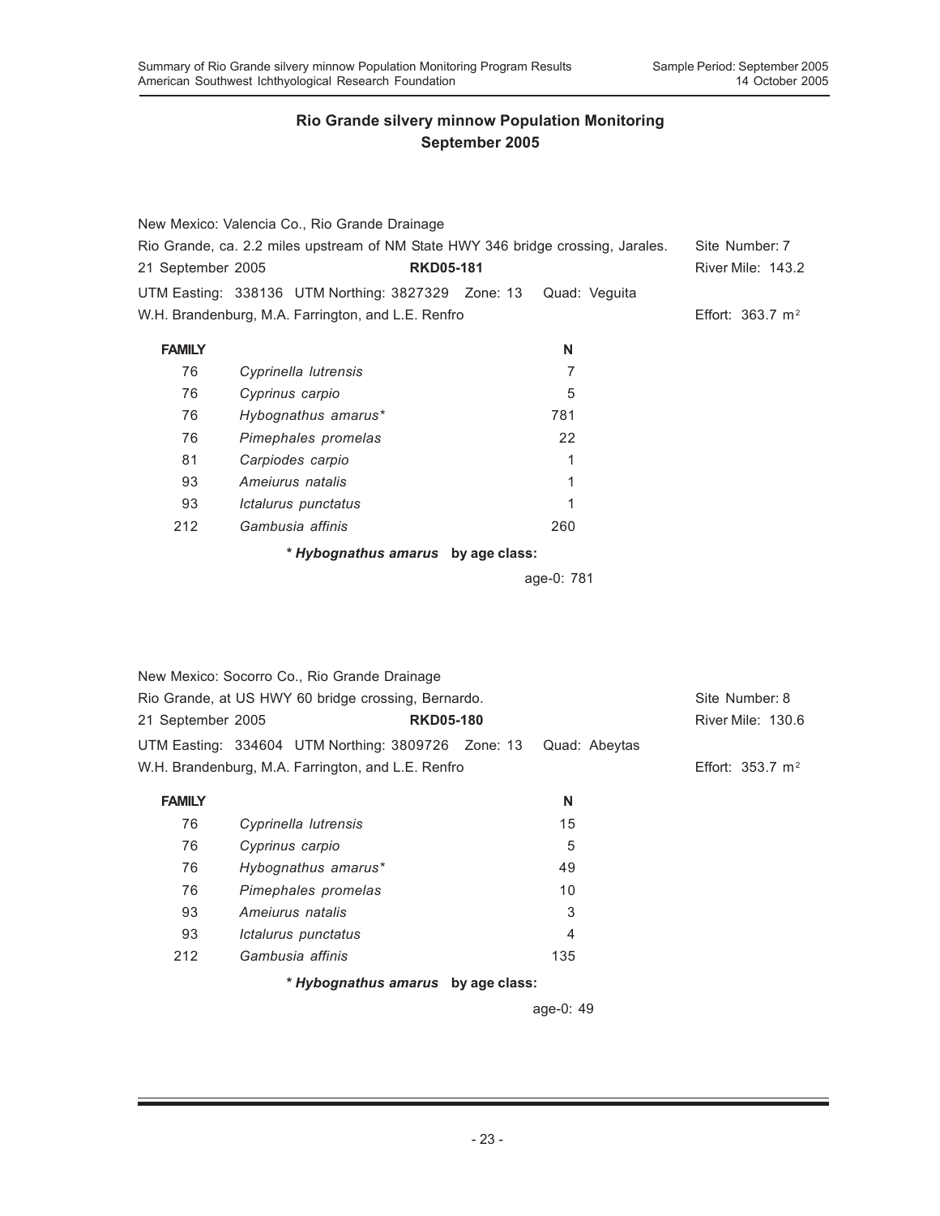## Rio Grande silvery minnow Population Monitoring
## September 2005

New Mexico: Valencia Co., Rio Grande Drainage
Rio Grande, ca. 2.2 miles upstream of NM State HWY 346 bridge crossing, Jarales. Site Number: 7
21 September 2005 **RKD05-181** River Mile: 143.2
UTM Easting: 338136 UTM Northing: 3827329 Zone: 13 Quad: Veguita
W.H. Brandenburg, M.A. Farrington, and L.E. Renfro Effort: 363.7 $m^2$

| FAMILY | | N |
|---|---|---|
| 76 | *Cyprinella lutrensis* | 7 |
| 76 | *Cyprinus carpio* | 5 |
| 76 | *Hybognathus amarus** | 781 |
| 76 | *Pimephales promelas* | 22 |
| 81 | *Carpiodes carpio* | 1 |
| 93 | *Ameiurus natalis* | 1 |
| 93 | *Ictalurus punctatus* | 1 |
| 212 | *Gambusia affinis* | 260 |

**\* *Hybognathus amarus* by age class:**

age-0: 781

New Mexico: Socorro Co., Rio Grande Drainage
Rio Grande, at US HWY 60 bridge crossing, Bernardo. Site Number: 8
21 September 2005 **RKD05-180** River Mile: 130.6
UTM Easting: 334604 UTM Northing: 3809726 Zone: 13 Quad: Abeytas
W.H. Brandenburg, M.A. Farrington, and L.E. Renfro Effort: 353.7 $m^2$

| FAMILY | | N |
|---|---|---|
| 76 | *Cyprinella lutrensis* | 15 |
| 76 | *Cyprinus carpio* | 5 |
| 76 | *Hybognathus amarus** | 49 |
| 76 | *Pimephales promelas* | 10 |
| 93 | *Ameiurus natalis* | 3 |
| 93 | *Ictalurus punctatus* | 4 |
| 212 | *Gambusia affinis* | 135 |

**\* *Hybognathus amarus* by age class:**

age-0: 49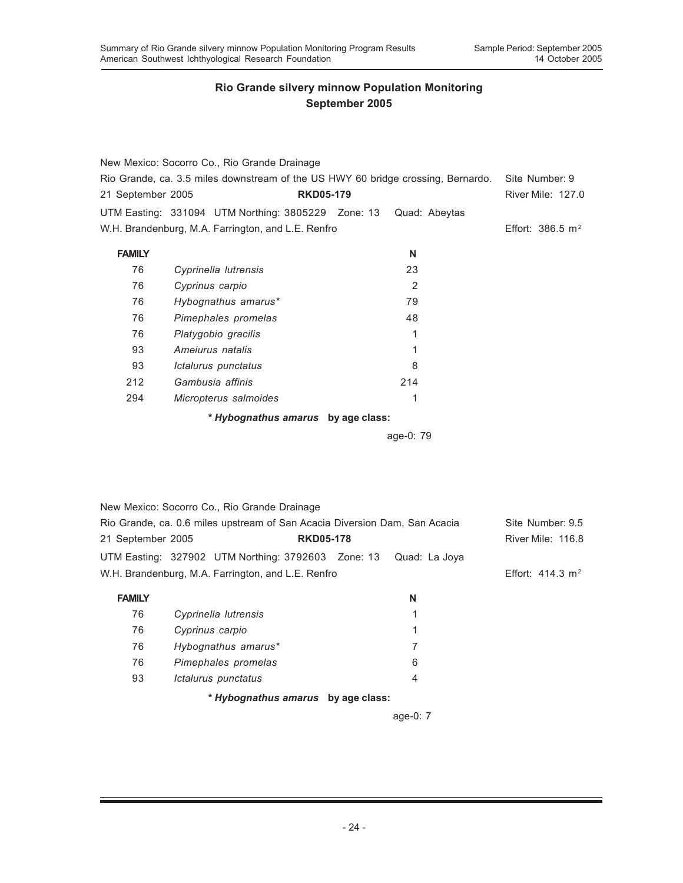## Rio Grande silvery minnow Population Monitoring
## September 2005

New Mexico: Socorro Co., Rio Grande Drainage
Rio Grande, ca. 3.5 miles downstream of the US HWY 60 bridge crossing, Bernardo. Site Number: 9
21 September 2005 **RKD05-179** River Mile: 127.0
UTM Easting: 331094 UTM Northing: 3805229 Zone: 13 Quad: Abeytas
W.H. Brandenburg, M.A. Farrington, and L.E. Renfro Effort: 386.5 $m^2$

| FAMILY | | N |
|---|---|---|
| 76 | *Cyprinella lutrensis* | 23 |
| 76 | *Cyprinus carpio* | 2 |
| 76 | *Hybognathus amarus** | 79 |
| 76 | *Pimephales promelas* | 48 |
| 76 | *Platygobio gracilis* | 1 |
| 93 | *Ameiurus natalis* | 1 |
| 93 | *Ictalurus punctatus* | 8 |
| 212 | *Gambusia affinis* | 214 |
| 294 | *Micropterus salmoides* | 1 |

**\* *Hybognathus amarus* by age class:**

age-0: 79

New Mexico: Socorro Co., Rio Grande Drainage
Rio Grande, ca. 0.6 miles upstream of San Acacia Diversion Dam, San Acacia Site Number: 9.5
21 September 2005 **RKD05-178** River Mile: 116.8
UTM Easting: 327902 UTM Northing: 3792603 Zone: 13 Quad: La Joya
W.H. Brandenburg, M.A. Farrington, and L.E. Renfro Effort: 414.3 $m^2$

| FAMILY | | N |
|---|---|---|
| 76 | *Cyprinella lutrensis* | 1 |
| 76 | *Cyprinus carpio* | 1 |
| 76 | *Hybognathus amarus** | 7 |
| 76 | *Pimephales promelas* | 6 |
| 93 | *Ictalurus punctatus* | 4 |

**\* *Hybognathus amarus* by age class:**

age-0: 7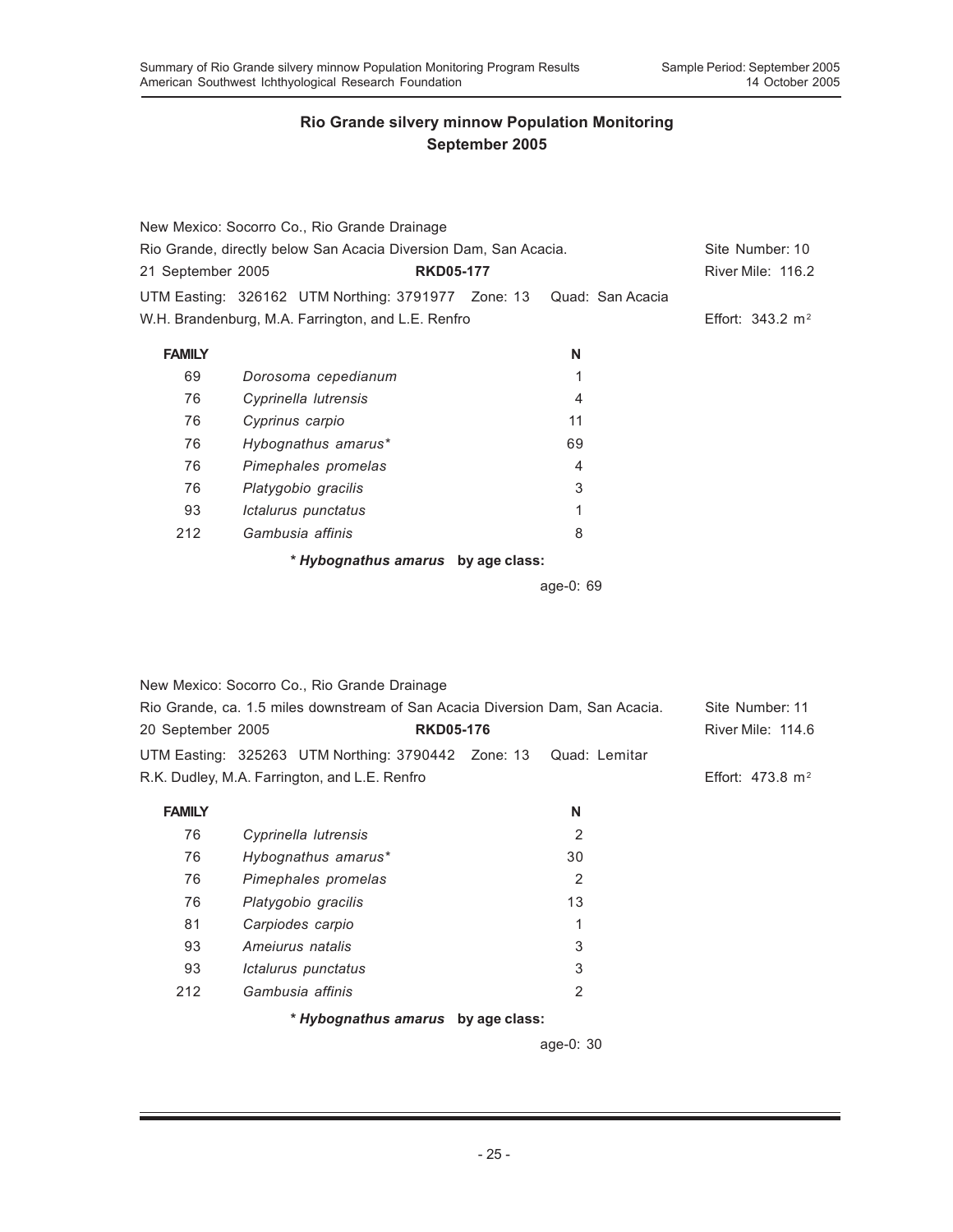## Rio Grande silvery minnow Population Monitoring
## September 2005

New Mexico: Socorro Co., Rio Grande Drainage
Rio Grande, directly below San Acacia Diversion Dam, San Acacia. Site Number: 10
21 September 2005 **RKD05-177** River Mile: 116.2
UTM Easting: 326162 UTM Northing: 3791977 Zone: 13 Quad: San Acacia
W.H. Brandenburg, M.A. Farrington, and L.E. Renfro Effort: 343.2 $m^2$

| **FAMILY** | | **N** |
|---|---|---|
| 69 | *Dorosoma cepedianum* | 1 |
| 76 | *Cyprinella lutrensis* | 4 |
| 76 | *Cyprinus carpio* | 11 |
| 76 | *Hybognathus amarus** | 69 |
| 76 | *Pimephales promelas* | 4 |
| 76 | *Platygobio gracilis* | 3 |
| 93 | *Ictalurus punctatus* | 1 |
| 212 | *Gambusia affinis* | 8 |

***Hybognathus amarus* by age class:**

age-0: 69

New Mexico: Socorro Co., Rio Grande Drainage
Rio Grande, ca. 1.5 miles downstream of San Acacia Diversion Dam, San Acacia. Site Number: 11
20 September 2005 **RKD05-176** River Mile: 114.6
UTM Easting: 325263 UTM Northing: 3790442 Zone: 13 Quad: Lemitar
R.K. Dudley, M.A. Farrington, and L.E. Renfro Effort: 473.8 $m^2$

| **FAMILY** | | **N** |
|---|---|---|
| 76 | *Cyprinella lutrensis* | 2 |
| 76 | *Hybognathus amarus** | 30 |
| 76 | *Pimephales promelas* | 2 |
| 76 | *Platygobio gracilis* | 13 |
| 81 | *Carpiodes carpio* | 1 |
| 93 | *Ameiurus natalis* | 3 |
| 93 | *Ictalurus punctatus* | 3 |
| 212 | *Gambusia affinis* | 2 |

***Hybognathus amarus* by age class:**

age-0: 30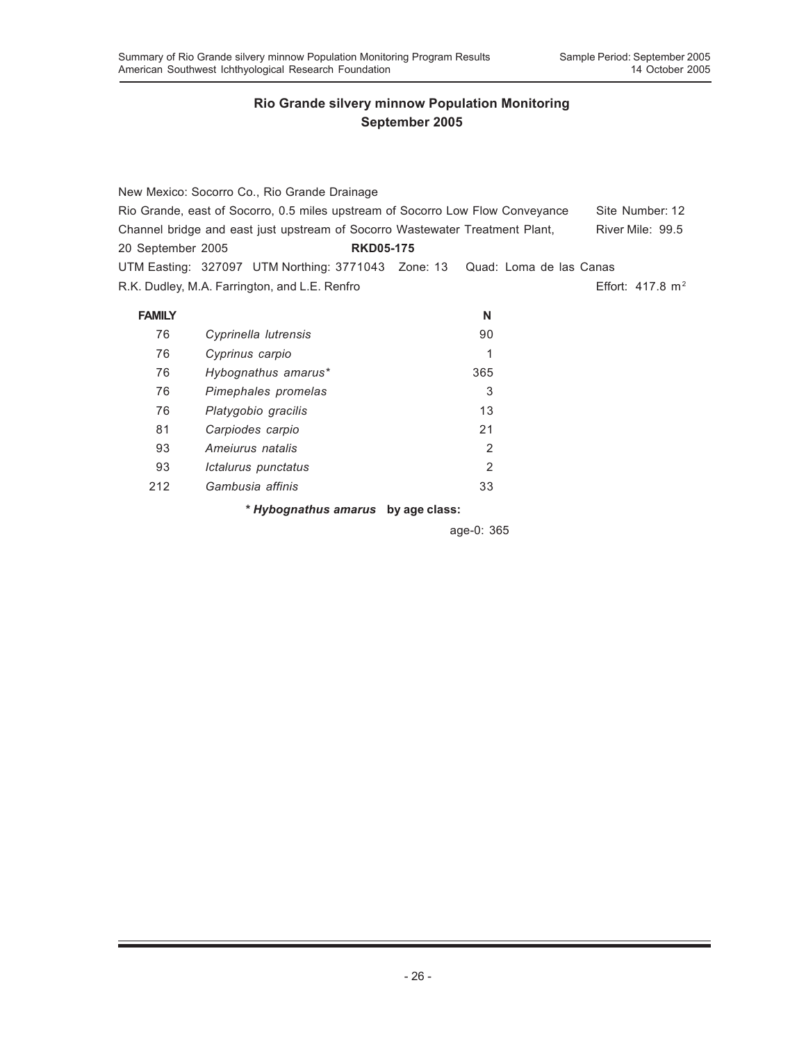## Rio Grande silvery minnow Population Monitoring
## September 2005

New Mexico: Socorro Co., Rio Grande Drainage

Rio Grande, east of Socorro, 0.5 miles upstream of Socorro Low Flow Conveyance Channel bridge and east just upstream of Socorro Wastewater Treatment Plant,

Site Number: 12
River Mile: 99.5

20 September 2005 **RKD05-175**

UTM Easting: 327097 UTM Northing: 3771043 Zone: 13 Quad: Loma de las Canas

R.K. Dudley, M.A. Farrington, and L.E. Renfro

Effort: 417.8 m$^2$

| FAMILY | | N |
|---|---|---|
| 76 | *Cyprinella lutrensis* | 90 |
| 76 | *Cyprinus carpio* | 1 |
| 76 | *Hybognathus amarus** | 365 |
| 76 | *Pimephales promelas* | 3 |
| 76 | *Platygobio gracilis* | 13 |
| 81 | *Carpiodes carpio* | 21 |
| 93 | *Ameiurus natalis* | 2 |
| 93 | *Ictalurus punctatus* | 2 |
| 212 | *Gambusia affinis* | 33 |

**\* *Hybognathus amarus* by age class:**

age-0: 365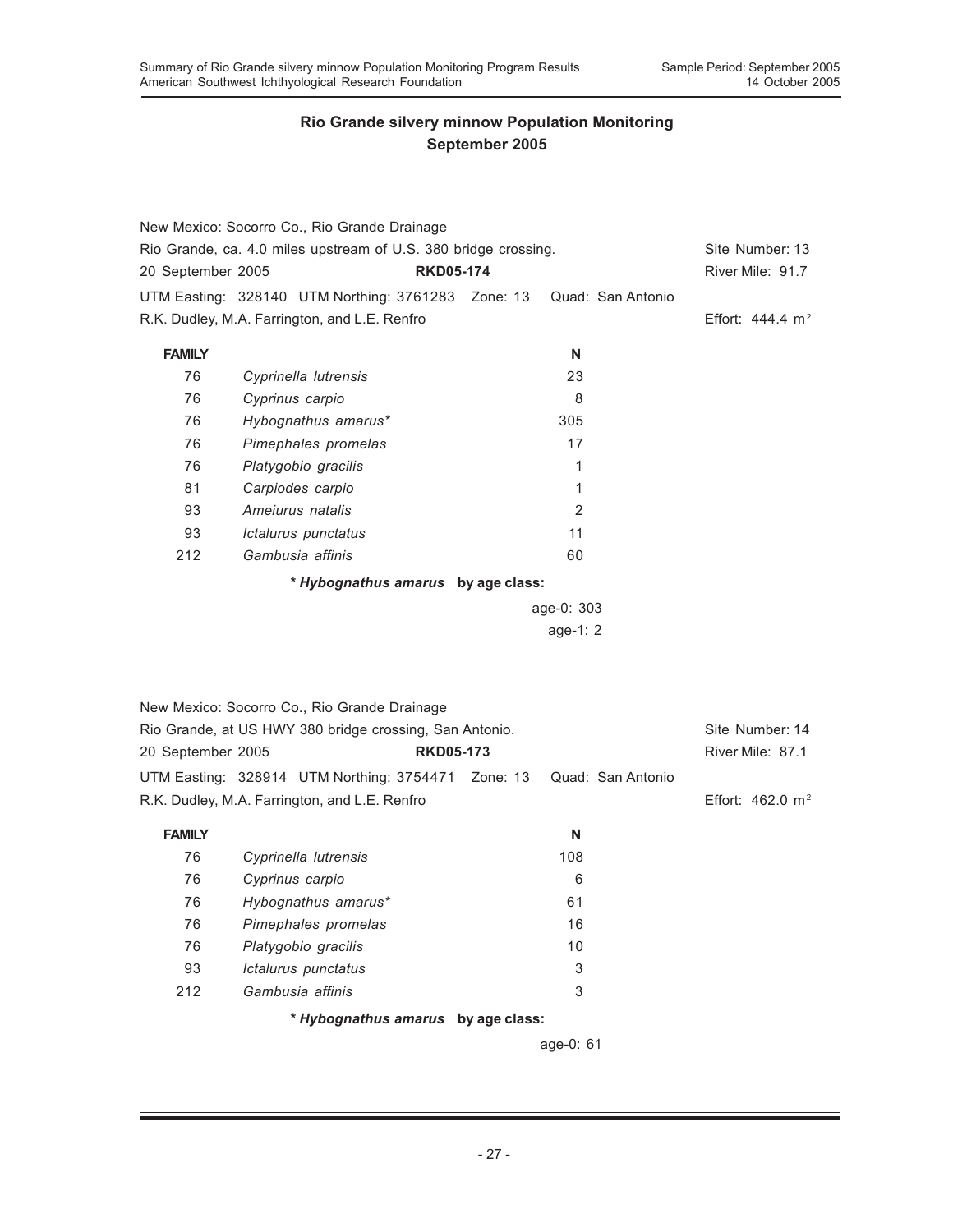## Rio Grande silvery minnow Population Monitoring
## September 2005

New Mexico: Socorro Co., Rio Grande Drainage
Rio Grande, ca. 4.0 miles upstream of U.S. 380 bridge crossing. Site Number: 13
20 September 2005 **RKD05-174** River Mile: 91.7
UTM Easting: 328140 UTM Northing: 3761283 Zone: 13 Quad: San Antonio
R.K. Dudley, M.A. Farrington, and L.E. Renfro Effort: 444.4 $m^2$

| FAMILY | | N |
|---|---|---|
| 76 | *Cyprinella lutrensis* | 23 |
| 76 | *Cyprinus carpio* | 8 |
| 76 | *Hybognathus amarus** | 305 |
| 76 | *Pimephales promelas* | 17 |
| 76 | *Platygobio gracilis* | 1 |
| 81 | *Carpiodes carpio* | 1 |
| 93 | *Ameiurus natalis* | 2 |
| 93 | *Ictalurus punctatus* | 11 |
| 212 | *Gambusia affinis* | 60 |

**\* *Hybognathus amarus* by age class:**

age-0: 303
age-1: 2

New Mexico: Socorro Co., Rio Grande Drainage
Rio Grande, at US HWY 380 bridge crossing, San Antonio. Site Number: 14
20 September 2005 **RKD05-173** River Mile: 87.1
UTM Easting: 328914 UTM Northing: 3754471 Zone: 13 Quad: San Antonio
R.K. Dudley, M.A. Farrington, and L.E. Renfro Effort: 462.0 $m^2$

| FAMILY | | N |
|---|---|---|
| 76 | *Cyprinella lutrensis* | 108 |
| 76 | *Cyprinus carpio* | 6 |
| 76 | *Hybognathus amarus** | 61 |
| 76 | *Pimephales promelas* | 16 |
| 76 | *Platygobio gracilis* | 10 |
| 93 | *Ictalurus punctatus* | 3 |
| 212 | *Gambusia affinis* | 3 |

**\* *Hybognathus amarus* by age class:**

age-0: 61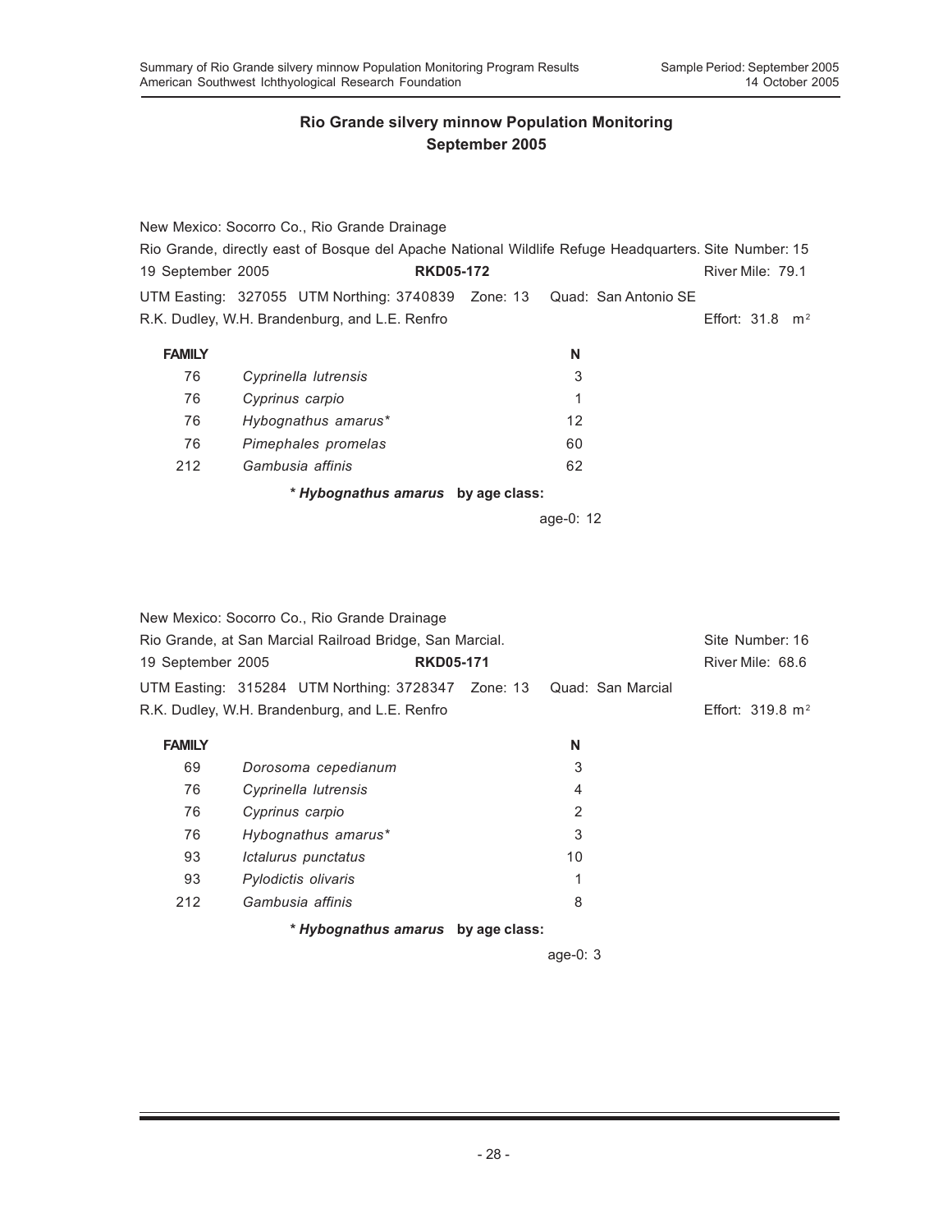## Rio Grande silvery minnow Population Monitoring
## September 2005

New Mexico: Socorro Co., Rio Grande Drainage
Rio Grande, directly east of Bosque del Apache National Wildlife Refuge Headquarters. Site Number: 15
19 September 2005 **RKD05-172** River Mile: 79.1
UTM Easting: 327055 UTM Northing: 3740839 Zone: 13 Quad: San Antonio SE
R.K. Dudley, W.H. Brandenburg, and L.E. Renfro Effort: 31.8 $m^2$

| **FAMILY** | | **N** |
|---|---|---|
| 76 | *Cyprinella lutrensis* | 3 |
| 76 | *Cyprinus carpio* | 1 |
| 76 | *Hybognathus amarus\** | 12 |
| 76 | *Pimephales promelas* | 60 |
| 212 | *Gambusia affinis* | 62 |

**\* *Hybognathus amarus* by age class:**

age-0: 12

New Mexico: Socorro Co., Rio Grande Drainage
Rio Grande, at San Marcial Railroad Bridge, San Marcial. Site Number: 16
19 September 2005 **RKD05-171** River Mile: 68.6
UTM Easting: 315284 UTM Northing: 3728347 Zone: 13 Quad: San Marcial
R.K. Dudley, W.H. Brandenburg, and L.E. Renfro Effort: 319.8 $m^2$

| **FAMILY** | | **N** |
|---|---|---|
| 69 | *Dorosoma cepedianum* | 3 |
| 76 | *Cyprinella lutrensis* | 4 |
| 76 | *Cyprinus carpio* | 2 |
| 76 | *Hybognathus amarus\** | 3 |
| 93 | *Ictalurus punctatus* | 10 |
| 93 | *Pylodictis olivaris* | 1 |
| 212 | *Gambusia affinis* | 8 |

**\* *Hybognathus amarus* by age class:**

age-0: 3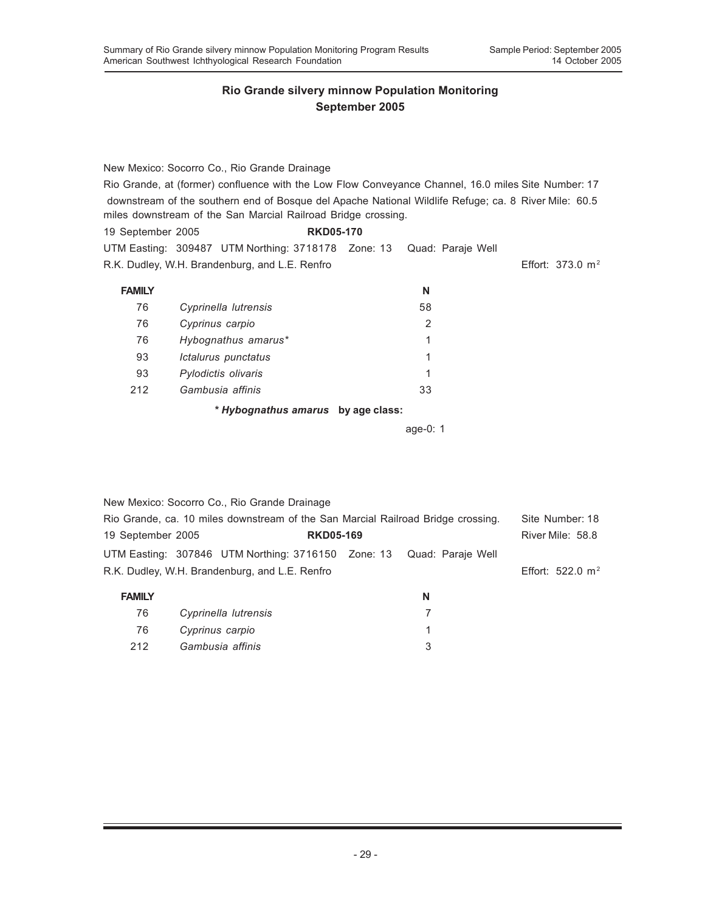## Rio Grande silvery minnow Population Monitoring
## September 2005

New Mexico: Socorro Co., Rio Grande Drainage

Rio Grande, at (former) confluence with the Low Flow Conveyance Channel, 16.0 miles downstream of the southern end of Bosque del Apache National Wildlife Refuge; ca. 8 miles downstream of the San Marcial Railroad Bridge crossing.

Site Number: 17
River Mile: 60.5

19 September 2005 **RKD05-170**

UTM Easting: 309487 UTM Northing: 3718178 Zone: 13 Quad: Paraje Well

R.K. Dudley, W.H. Brandenburg, and L.E. Renfro

Effort: 373.0 $m^2$

| FAMILY | | N |
|---|---|---|
| 76 | *Cyprinella lutrensis* | 58 |
| 76 | *Cyprinus carpio* | 2 |
| 76 | *Hybognathus amarus** | 1 |
| 93 | *Ictalurus punctatus* | 1 |
| 93 | *Pylodictis olivaris* | 1 |
| 212 | *Gambusia affinis* | 33 |

**\* *Hybognathus amarus* by age class:**

age-0: 1

New Mexico: Socorro Co., Rio Grande Drainage

Rio Grande, ca. 10 miles downstream of the San Marcial Railroad Bridge crossing.

Site Number: 18
River Mile: 58.8

19 September 2005 **RKD05-169**

UTM Easting: 307846 UTM Northing: 3716150 Zone: 13 Quad: Paraje Well

R.K. Dudley, W.H. Brandenburg, and L.E. Renfro

Effort: 522.0 $m^2$

| FAMILY | | N |
|---|---|---|
| 76 | *Cyprinella lutrensis* | 7 |
| 76 | *Cyprinus carpio* | 1 |
| 212 | *Gambusia affinis* | 3 |